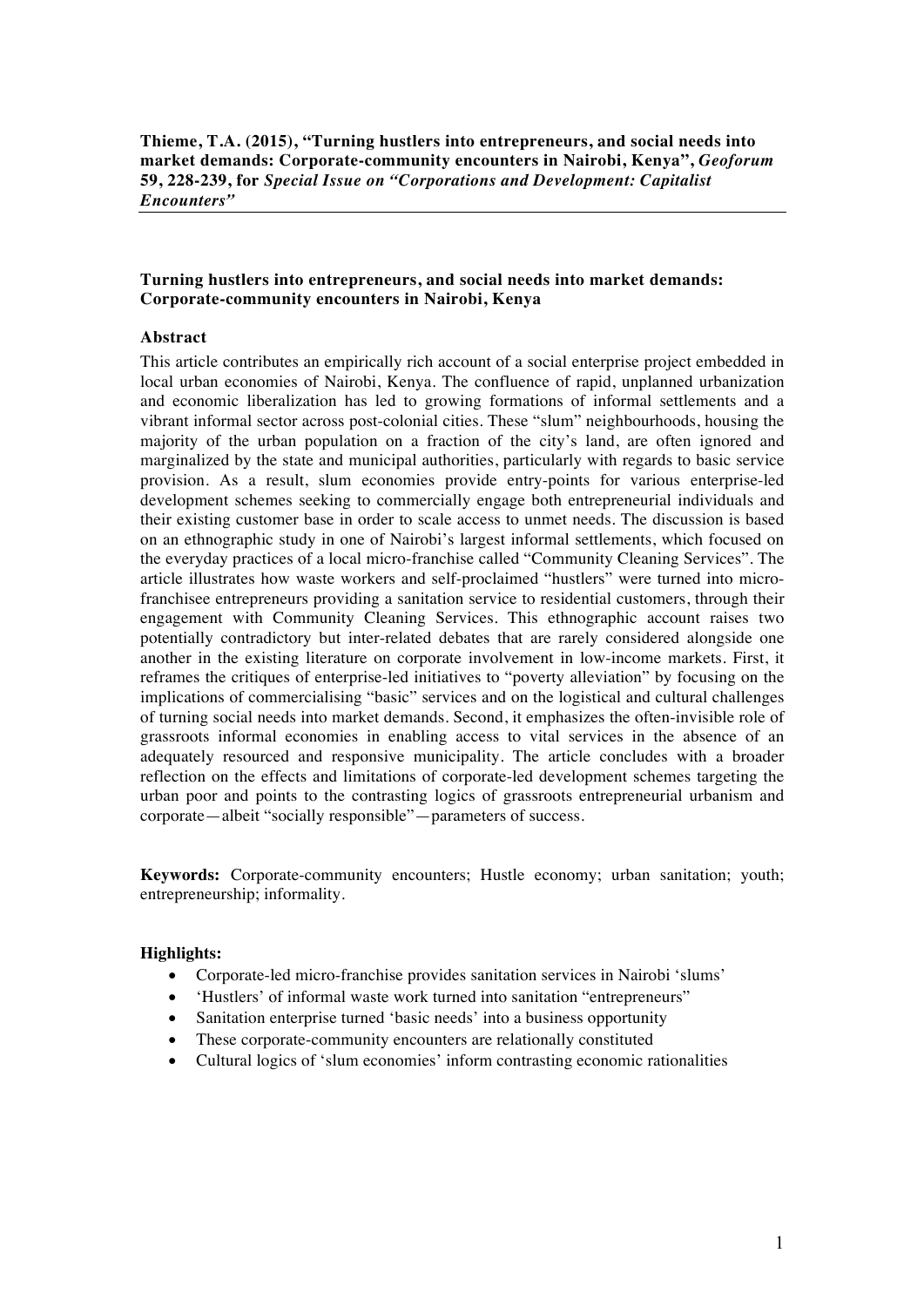**Thieme, T.A. (2015), "Turning hustlers into entrepreneurs, and social needs into market demands: Corporate-community encounters in Nairobi, Kenya",** ***Geoforum*** **59, 228-239, for** ***Special Issue on "Corporations and Development: Capitalist Encounters"***

---

# Turning hustlers into entrepreneurs, and social needs into market demands: Corporate-community encounters in Nairobi, Kenya

## Abstract

This article contributes an empirically rich account of a social enterprise project embedded in local urban economies of Nairobi, Kenya. The confluence of rapid, unplanned urbanization and economic liberalization has led to growing formations of informal settlements and a vibrant informal sector across post-colonial cities. These "slum" neighbourhoods, housing the majority of the urban population on a fraction of the city's land, are often ignored and marginalized by the state and municipal authorities, particularly with regards to basic service provision. As a result, slum economies provide entry-points for various enterprise-led development schemes seeking to commercially engage both entrepreneurial individuals and their existing customer base in order to scale access to unmet needs. The discussion is based on an ethnographic study in one of Nairobi's largest informal settlements, which focused on the everyday practices of a local micro-franchise called "Community Cleaning Services". The article illustrates how waste workers and self-proclaimed "hustlers" were turned into micro-franchisee entrepreneurs providing a sanitation service to residential customers, through their engagement with Community Cleaning Services. This ethnographic account raises two potentially contradictory but inter-related debates that are rarely considered alongside one another in the existing literature on corporate involvement in low-income markets. First, it reframes the critiques of enterprise-led initiatives to "poverty alleviation" by focusing on the implications of commercialising "basic" services and on the logistical and cultural challenges of turning social needs into market demands. Second, it emphasizes the often-invisible role of grassroots informal economies in enabling access to vital services in the absence of an adequately resourced and responsive municipality. The article concludes with a broader reflection on the effects and limitations of corporate-led development schemes targeting the urban poor and points to the contrasting logics of grassroots entrepreneurial urbanism and corporate—albeit "socially responsible"—parameters of success.

**Keywords:** Corporate-community encounters; Hustle economy; urban sanitation; youth; entrepreneurship; informality.

**Highlights:**

- Corporate-led micro-franchise provides sanitation services in Nairobi 'slums'
- 'Hustlers' of informal waste work turned into sanitation "entrepreneurs"
- Sanitation enterprise turned 'basic needs' into a business opportunity
- These corporate-community encounters are relationally constituted
- Cultural logics of 'slum economies' inform contrasting economic rationalities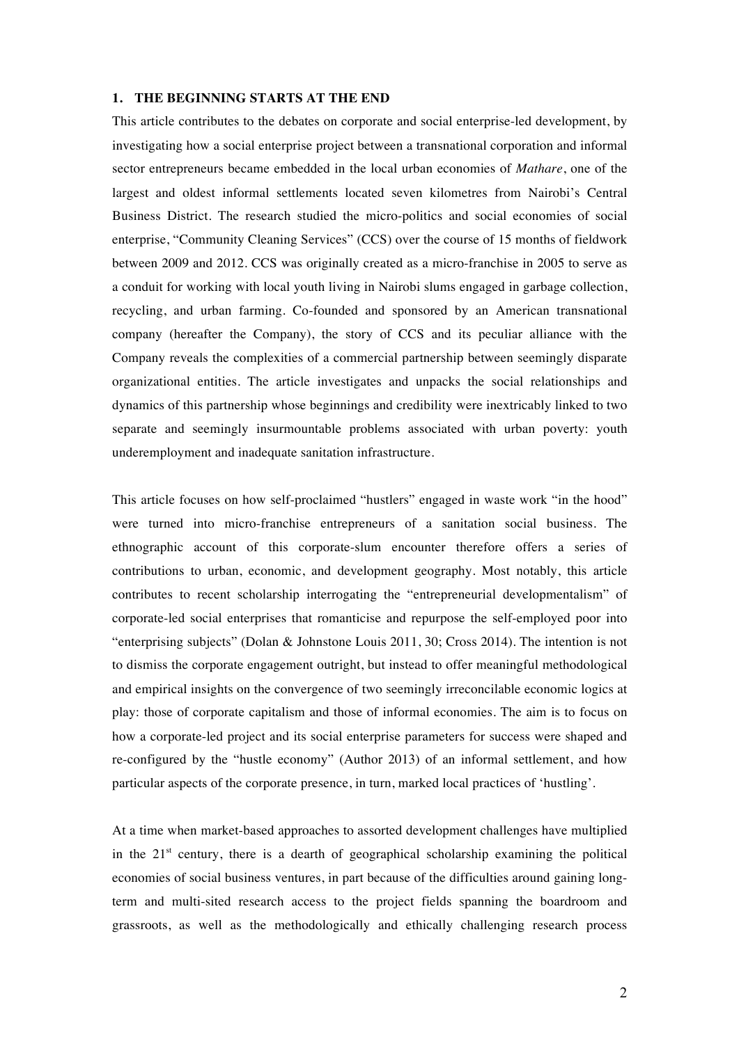## 1. THE BEGINNING STARTS AT THE END

This article contributes to the debates on corporate and social enterprise-led development, by investigating how a social enterprise project between a transnational corporation and informal sector entrepreneurs became embedded in the local urban economies of *Mathare*, one of the largest and oldest informal settlements located seven kilometres from Nairobi's Central Business District. The research studied the micro-politics and social economies of social enterprise, "Community Cleaning Services" (CCS) over the course of 15 months of fieldwork between 2009 and 2012. CCS was originally created as a micro-franchise in 2005 to serve as a conduit for working with local youth living in Nairobi slums engaged in garbage collection, recycling, and urban farming. Co-founded and sponsored by an American transnational company (hereafter the Company), the story of CCS and its peculiar alliance with the Company reveals the complexities of a commercial partnership between seemingly disparate organizational entities. The article investigates and unpacks the social relationships and dynamics of this partnership whose beginnings and credibility were inextricably linked to two separate and seemingly insurmountable problems associated with urban poverty: youth underemployment and inadequate sanitation infrastructure.

This article focuses on how self-proclaimed "hustlers" engaged in waste work "in the hood" were turned into micro-franchise entrepreneurs of a sanitation social business. The ethnographic account of this corporate-slum encounter therefore offers a series of contributions to urban, economic, and development geography. Most notably, this article contributes to recent scholarship interrogating the "entrepreneurial developmentalism" of corporate-led social enterprises that romanticise and repurpose the self-employed poor into "enterprising subjects" (Dolan & Johnstone Louis 2011, 30; Cross 2014). The intention is not to dismiss the corporate engagement outright, but instead to offer meaningful methodological and empirical insights on the convergence of two seemingly irreconcilable economic logics at play: those of corporate capitalism and those of informal economies. The aim is to focus on how a corporate-led project and its social enterprise parameters for success were shaped and re-configured by the "hustle economy" (Author 2013) of an informal settlement, and how particular aspects of the corporate presence, in turn, marked local practices of 'hustling'.

At a time when market-based approaches to assorted development challenges have multiplied in the 21st century, there is a dearth of geographical scholarship examining the political economies of social business ventures, in part because of the difficulties around gaining long-term and multi-sited research access to the project fields spanning the boardroom and grassroots, as well as the methodologically and ethically challenging research process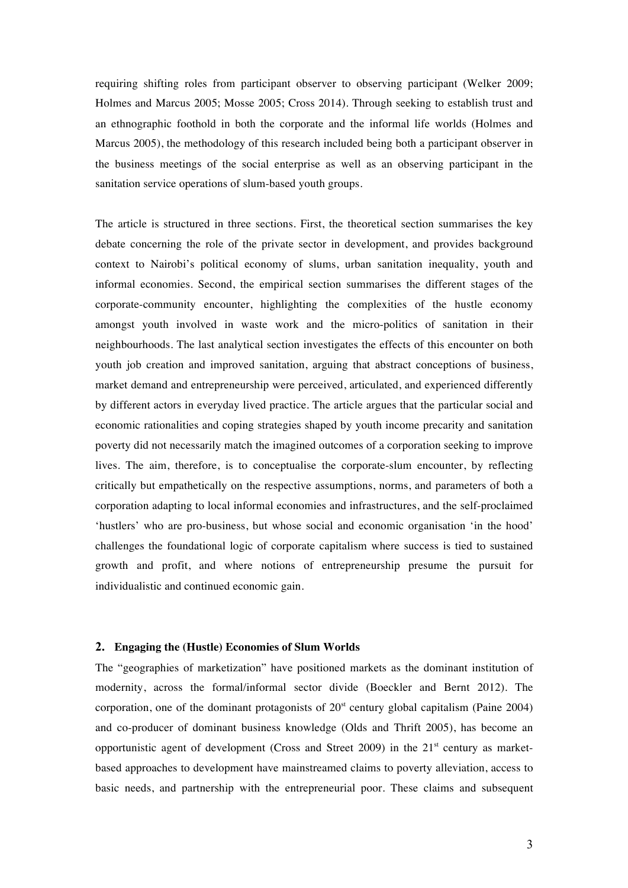requiring shifting roles from participant observer to observing participant (Welker 2009; Holmes and Marcus 2005; Mosse 2005; Cross 2014). Through seeking to establish trust and an ethnographic foothold in both the corporate and the informal life worlds (Holmes and Marcus 2005), the methodology of this research included being both a participant observer in the business meetings of the social enterprise as well as an observing participant in the sanitation service operations of slum-based youth groups.

The article is structured in three sections. First, the theoretical section summarises the key debate concerning the role of the private sector in development, and provides background context to Nairobi's political economy of slums, urban sanitation inequality, youth and informal economies. Second, the empirical section summarises the different stages of the corporate-community encounter, highlighting the complexities of the hustle economy amongst youth involved in waste work and the micro-politics of sanitation in their neighbourhoods. The last analytical section investigates the effects of this encounter on both youth job creation and improved sanitation, arguing that abstract conceptions of business, market demand and entrepreneurship were perceived, articulated, and experienced differently by different actors in everyday lived practice. The article argues that the particular social and economic rationalities and coping strategies shaped by youth income precarity and sanitation poverty did not necessarily match the imagined outcomes of a corporation seeking to improve lives. The aim, therefore, is to conceptualise the corporate-slum encounter, by reflecting critically but empathetically on the respective assumptions, norms, and parameters of both a corporation adapting to local informal economies and infrastructures, and the self-proclaimed 'hustlers' who are pro-business, but whose social and economic organisation 'in the hood' challenges the foundational logic of corporate capitalism where success is tied to sustained growth and profit, and where notions of entrepreneurship presume the pursuit for individualistic and continued economic gain.

## 2. Engaging the (Hustle) Economies of Slum Worlds

The "geographies of marketization" have positioned markets as the dominant institution of modernity, across the formal/informal sector divide (Boeckler and Bernt 2012). The corporation, one of the dominant protagonists of 20st century global capitalism (Paine 2004) and co-producer of dominant business knowledge (Olds and Thrift 2005), has become an opportunistic agent of development (Cross and Street 2009) in the 21st century as market-based approaches to development have mainstreamed claims to poverty alleviation, access to basic needs, and partnership with the entrepreneurial poor. These claims and subsequent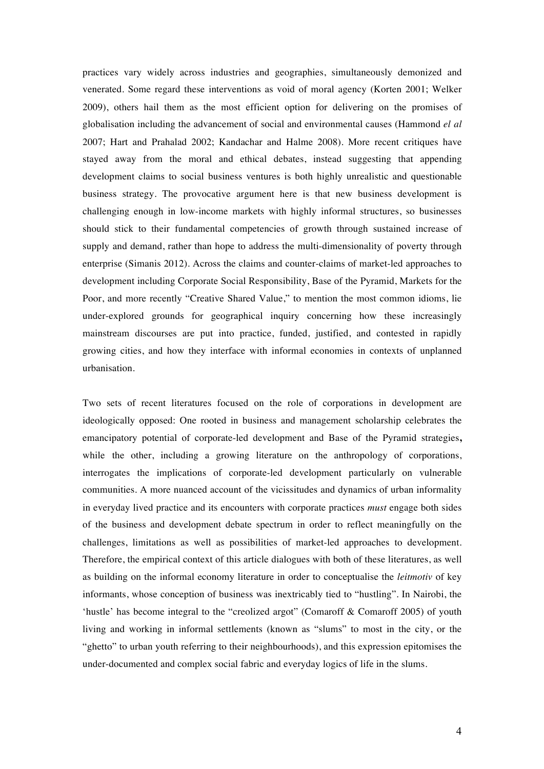practices vary widely across industries and geographies, simultaneously demonized and venerated. Some regard these interventions as void of moral agency (Korten 2001; Welker 2009), others hail them as the most efficient option for delivering on the promises of globalisation including the advancement of social and environmental causes (Hammond *el al* 2007; Hart and Prahalad 2002; Kandachar and Halme 2008). More recent critiques have stayed away from the moral and ethical debates, instead suggesting that appending development claims to social business ventures is both highly unrealistic and questionable business strategy. The provocative argument here is that new business development is challenging enough in low-income markets with highly informal structures, so businesses should stick to their fundamental competencies of growth through sustained increase of supply and demand, rather than hope to address the multi-dimensionality of poverty through enterprise (Simanis 2012). Across the claims and counter-claims of market-led approaches to development including Corporate Social Responsibility, Base of the Pyramid, Markets for the Poor, and more recently "Creative Shared Value," to mention the most common idioms, lie under-explored grounds for geographical inquiry concerning how these increasingly mainstream discourses are put into practice, funded, justified, and contested in rapidly growing cities, and how they interface with informal economies in contexts of unplanned urbanisation.

Two sets of recent literatures focused on the role of corporations in development are ideologically opposed: One rooted in business and management scholarship celebrates the emancipatory potential of corporate-led development and Base of the Pyramid strategies**,** while the other, including a growing literature on the anthropology of corporations, interrogates the implications of corporate-led development particularly on vulnerable communities. A more nuanced account of the vicissitudes and dynamics of urban informality in everyday lived practice and its encounters with corporate practices *must* engage both sides of the business and development debate spectrum in order to reflect meaningfully on the challenges, limitations as well as possibilities of market-led approaches to development. Therefore, the empirical context of this article dialogues with both of these literatures, as well as building on the informal economy literature in order to conceptualise the *leitmotiv* of key informants, whose conception of business was inextricably tied to "hustling". In Nairobi, the 'hustle' has become integral to the "creolized argot" (Comaroff & Comaroff 2005) of youth living and working in informal settlements (known as "slums" to most in the city, or the "ghetto" to urban youth referring to their neighbourhoods), and this expression epitomises the under-documented and complex social fabric and everyday logics of life in the slums.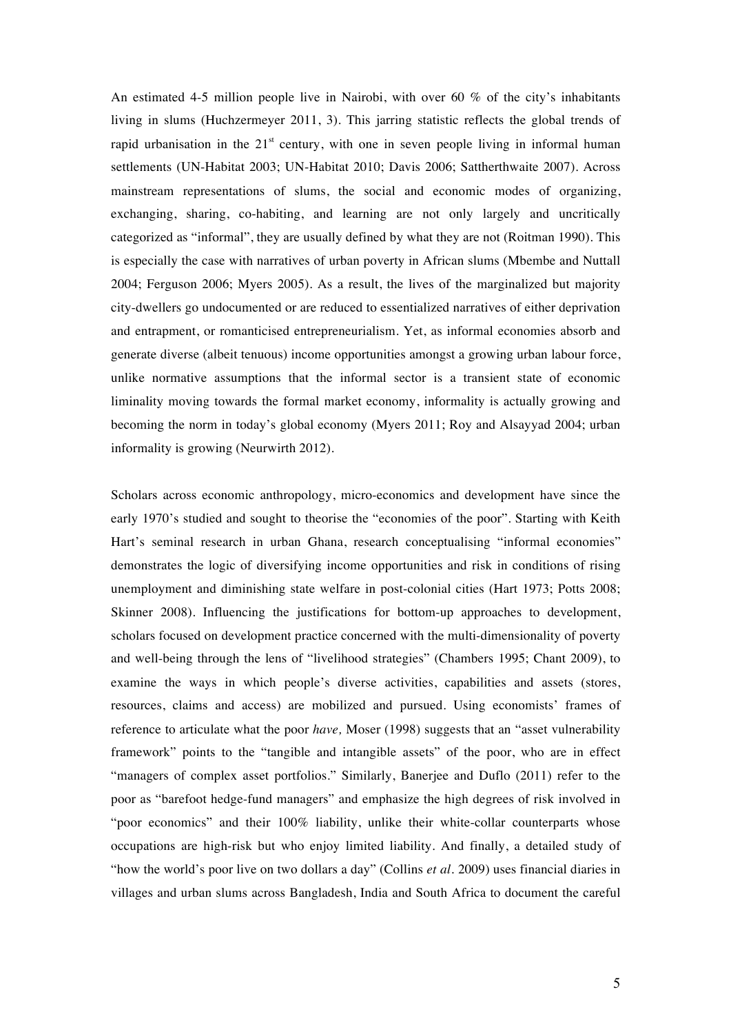An estimated 4-5 million people live in Nairobi, with over 60 % of the city's inhabitants living in slums (Huchzermeyer 2011, 3). This jarring statistic reflects the global trends of rapid urbanisation in the 21$^{st}$ century, with one in seven people living in informal human settlements (UN-Habitat 2003; UN-Habitat 2010; Davis 2006; Sattherthwaite 2007). Across mainstream representations of slums, the social and economic modes of organizing, exchanging, sharing, co-habiting, and learning are not only largely and uncritically categorized as "informal", they are usually defined by what they are not (Roitman 1990). This is especially the case with narratives of urban poverty in African slums (Mbembe and Nuttall 2004; Ferguson 2006; Myers 2005). As a result, the lives of the marginalized but majority city-dwellers go undocumented or are reduced to essentialized narratives of either deprivation and entrapment, or romanticised entrepreneurialism. Yet, as informal economies absorb and generate diverse (albeit tenuous) income opportunities amongst a growing urban labour force, unlike normative assumptions that the informal sector is a transient state of economic liminality moving towards the formal market economy, informality is actually growing and becoming the norm in today's global economy (Myers 2011; Roy and Alsayyad 2004; urban informality is growing (Neurwirth 2012).

Scholars across economic anthropology, micro-economics and development have since the early 1970's studied and sought to theorise the "economies of the poor". Starting with Keith Hart's seminal research in urban Ghana, research conceptualising "informal economies" demonstrates the logic of diversifying income opportunities and risk in conditions of rising unemployment and diminishing state welfare in post-colonial cities (Hart 1973; Potts 2008; Skinner 2008). Influencing the justifications for bottom-up approaches to development, scholars focused on development practice concerned with the multi-dimensionality of poverty and well-being through the lens of "livelihood strategies" (Chambers 1995; Chant 2009), to examine the ways in which people's diverse activities, capabilities and assets (stores, resources, claims and access) are mobilized and pursued. Using economists' frames of reference to articulate what the poor *have,* Moser (1998) suggests that an "asset vulnerability framework" points to the "tangible and intangible assets" of the poor, who are in effect "managers of complex asset portfolios." Similarly, Banerjee and Duflo (2011) refer to the poor as "barefoot hedge-fund managers" and emphasize the high degrees of risk involved in "poor economics" and their 100% liability, unlike their white-collar counterparts whose occupations are high-risk but who enjoy limited liability. And finally, a detailed study of "how the world's poor live on two dollars a day" (Collins *et al*. 2009) uses financial diaries in villages and urban slums across Bangladesh, India and South Africa to document the careful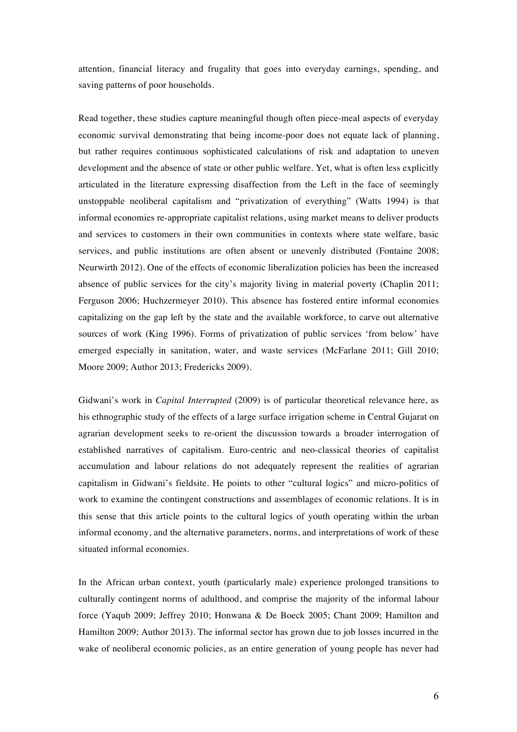attention, financial literacy and frugality that goes into everyday earnings, spending, and saving patterns of poor households.

Read together, these studies capture meaningful though often piece-meal aspects of everyday economic survival demonstrating that being income-poor does not equate lack of planning, but rather requires continuous sophisticated calculations of risk and adaptation to uneven development and the absence of state or other public welfare. Yet, what is often less explicitly articulated in the literature expressing disaffection from the Left in the face of seemingly unstoppable neoliberal capitalism and "privatization of everything" (Watts 1994) is that informal economies re-appropriate capitalist relations, using market means to deliver products and services to customers in their own communities in contexts where state welfare, basic services, and public institutions are often absent or unevenly distributed (Fontaine 2008; Neurwirth 2012). One of the effects of economic liberalization policies has been the increased absence of public services for the city's majority living in material poverty (Chaplin 2011; Ferguson 2006; Huchzermeyer 2010). This absence has fostered entire informal economies capitalizing on the gap left by the state and the available workforce, to carve out alternative sources of work (King 1996). Forms of privatization of public services 'from below' have emerged especially in sanitation, water, and waste services (McFarlane 2011; Gill 2010; Moore 2009; Author 2013; Fredericks 2009).

Gidwani's work in *Capital Interrupted* (2009) is of particular theoretical relevance here, as his ethnographic study of the effects of a large surface irrigation scheme in Central Gujarat on agrarian development seeks to re-orient the discussion towards a broader interrogation of established narratives of capitalism. Euro-centric and neo-classical theories of capitalist accumulation and labour relations do not adequately represent the realities of agrarian capitalism in Gidwani's fieldsite. He points to other "cultural logics" and micro-politics of work to examine the contingent constructions and assemblages of economic relations. It is in this sense that this article points to the cultural logics of youth operating within the urban informal economy, and the alternative parameters, norms, and interpretations of work of these situated informal economies.

In the African urban context, youth (particularly male) experience prolonged transitions to culturally contingent norms of adulthood, and comprise the majority of the informal labour force (Yaqub 2009; Jeffrey 2010; Honwana & De Boeck 2005; Chant 2009; Hamilton and Hamilton 2009; Author 2013). The informal sector has grown due to job losses incurred in the wake of neoliberal economic policies, as an entire generation of young people has never had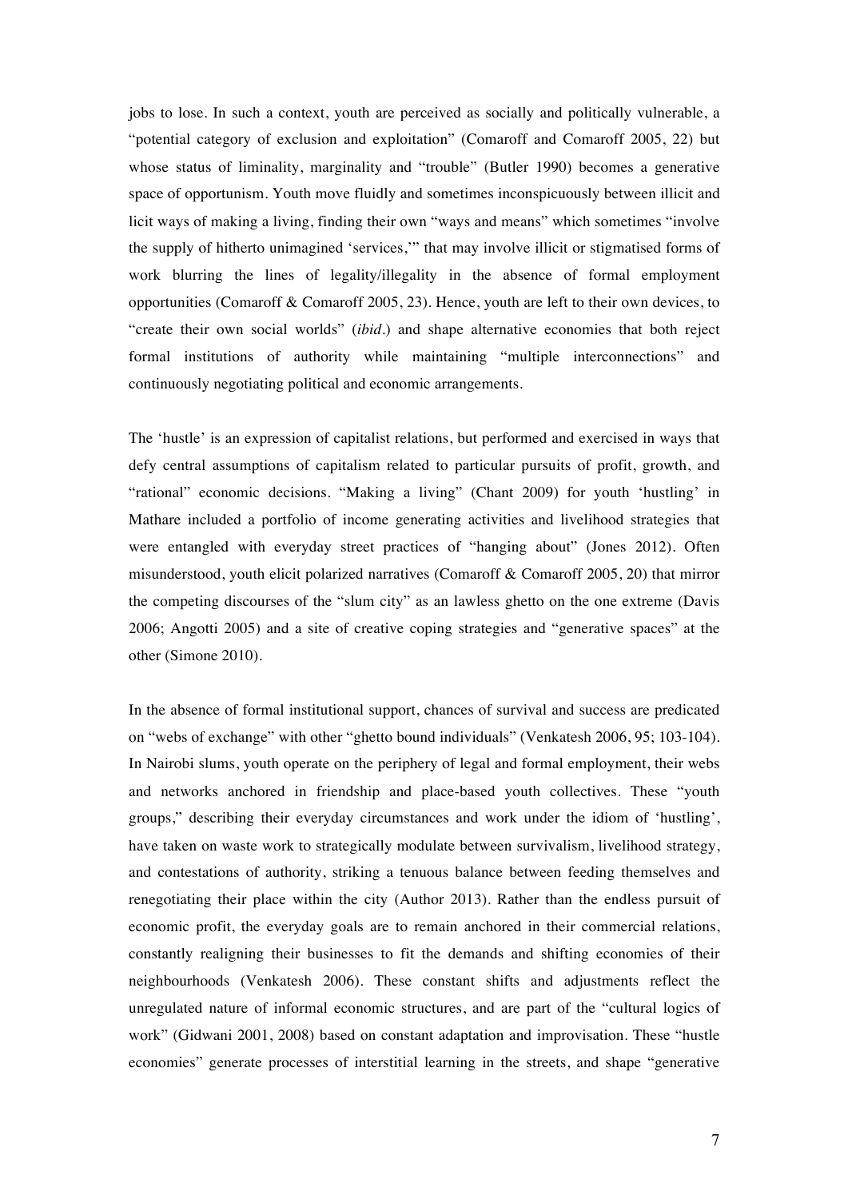jobs to lose. In such a context, youth are perceived as socially and politically vulnerable, a "potential category of exclusion and exploitation" (Comaroff and Comaroff 2005, 22) but whose status of liminality, marginality and "trouble" (Butler 1990) becomes a generative space of opportunism. Youth move fluidly and sometimes inconspicuously between illicit and licit ways of making a living, finding their own "ways and means" which sometimes "involve the supply of hitherto unimagined 'services,'" that may involve illicit or stigmatised forms of work blurring the lines of legality/illegality in the absence of formal employment opportunities (Comaroff & Comaroff 2005, 23). Hence, youth are left to their own devices, to "create their own social worlds" (*ibid*.) and shape alternative economies that both reject formal institutions of authority while maintaining "multiple interconnections" and continuously negotiating political and economic arrangements.

The 'hustle' is an expression of capitalist relations, but performed and exercised in ways that defy central assumptions of capitalism related to particular pursuits of profit, growth, and "rational" economic decisions. "Making a living" (Chant 2009) for youth 'hustling' in Mathare included a portfolio of income generating activities and livelihood strategies that were entangled with everyday street practices of "hanging about" (Jones 2012). Often misunderstood, youth elicit polarized narratives (Comaroff & Comaroff 2005, 20) that mirror the competing discourses of the "slum city" as an lawless ghetto on the one extreme (Davis 2006; Angotti 2005) and a site of creative coping strategies and "generative spaces" at the other (Simone 2010).

In the absence of formal institutional support, chances of survival and success are predicated on "webs of exchange" with other "ghetto bound individuals" (Venkatesh 2006, 95; 103-104). In Nairobi slums, youth operate on the periphery of legal and formal employment, their webs and networks anchored in friendship and place-based youth collectives. These "youth groups," describing their everyday circumstances and work under the idiom of 'hustling', have taken on waste work to strategically modulate between survivalism, livelihood strategy, and contestations of authority, striking a tenuous balance between feeding themselves and renegotiating their place within the city (Author 2013). Rather than the endless pursuit of economic profit, the everyday goals are to remain anchored in their commercial relations, constantly realigning their businesses to fit the demands and shifting economies of their neighbourhoods (Venkatesh 2006). These constant shifts and adjustments reflect the unregulated nature of informal economic structures, and are part of the "cultural logics of work" (Gidwani 2001, 2008) based on constant adaptation and improvisation. These "hustle economies" generate processes of interstitial learning in the streets, and shape "generative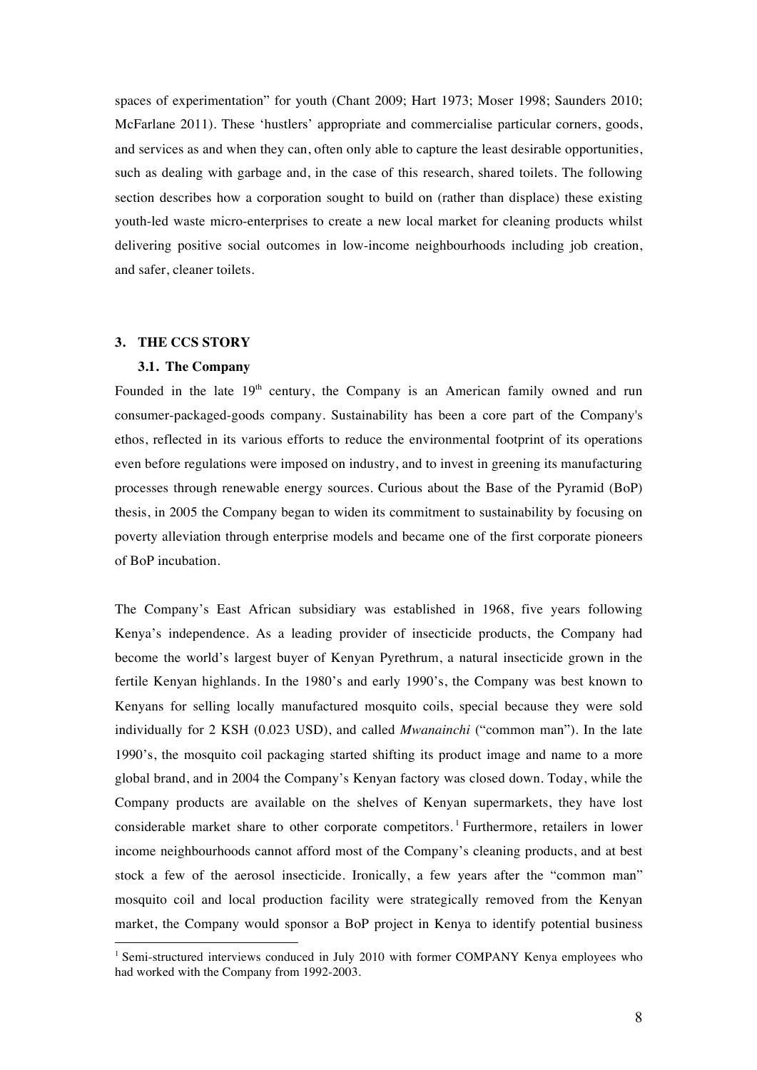spaces of experimentation" for youth (Chant 2009; Hart 1973; Moser 1998; Saunders 2010; McFarlane 2011). These 'hustlers' appropriate and commercialise particular corners, goods, and services as and when they can, often only able to capture the least desirable opportunities, such as dealing with garbage and, in the case of this research, shared toilets. The following section describes how a corporation sought to build on (rather than displace) these existing youth-led waste micro-enterprises to create a new local market for cleaning products whilst delivering positive social outcomes in low-income neighbourhoods including job creation, and safer, cleaner toilets.

## 3. THE CCS STORY

### 3.1. The Company

Founded in the late 19th century, the Company is an American family owned and run consumer-packaged-goods company. Sustainability has been a core part of the Company's ethos, reflected in its various efforts to reduce the environmental footprint of its operations even before regulations were imposed on industry, and to invest in greening its manufacturing processes through renewable energy sources. Curious about the Base of the Pyramid (BoP) thesis, in 2005 the Company began to widen its commitment to sustainability by focusing on poverty alleviation through enterprise models and became one of the first corporate pioneers of BoP incubation.

The Company's East African subsidiary was established in 1968, five years following Kenya's independence. As a leading provider of insecticide products, the Company had become the world's largest buyer of Kenyan Pyrethrum, a natural insecticide grown in the fertile Kenyan highlands. In the 1980's and early 1990's, the Company was best known to Kenyans for selling locally manufactured mosquito coils, special because they were sold individually for 2 KSH (0.023 USD), and called *Mwanainchi* ("common man"). In the late 1990's, the mosquito coil packaging started shifting its product image and name to a more global brand, and in 2004 the Company's Kenyan factory was closed down. Today, while the Company products are available on the shelves of Kenyan supermarkets, they have lost considerable market share to other corporate competitors.[1] Furthermore, retailers in lower income neighbourhoods cannot afford most of the Company's cleaning products, and at best stock a few of the aerosol insecticide. Ironically, a few years after the "common man" mosquito coil and local production facility were strategically removed from the Kenyan market, the Company would sponsor a BoP project in Kenya to identify potential business

[1] Semi-structured interviews conduced in July 2010 with former COMPANY Kenya employees who had worked with the Company from 1992-2003.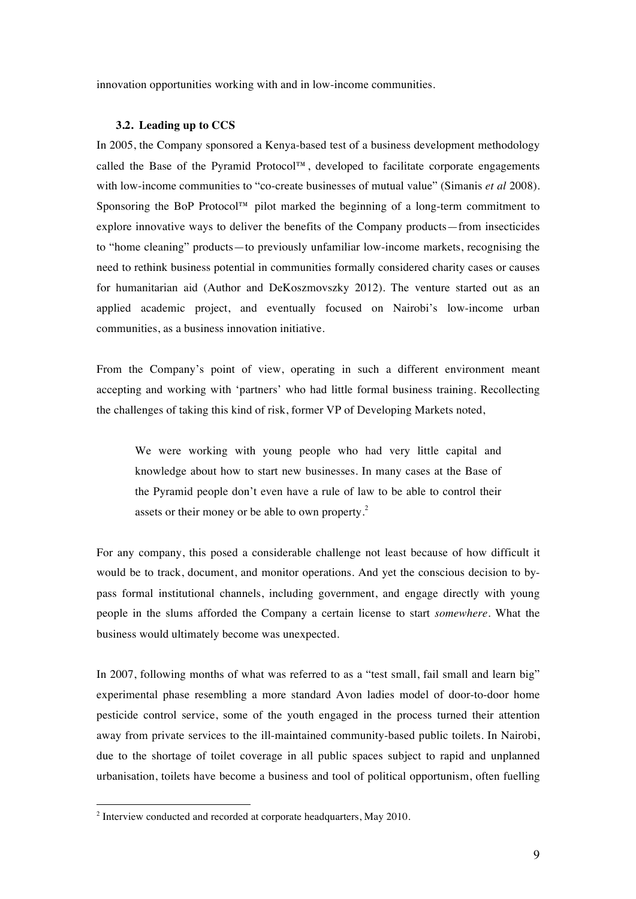innovation opportunities working with and in low-income communities.

### 3.2. Leading up to CCS

In 2005, the Company sponsored a Kenya-based test of a business development methodology called the Base of the Pyramid Protocol™, developed to facilitate corporate engagements with low-income communities to "co-create businesses of mutual value" (Simanis *et al* 2008). Sponsoring the BoP Protocol™ pilot marked the beginning of a long-term commitment to explore innovative ways to deliver the benefits of the Company products—from insecticides to "home cleaning" products—to previously unfamiliar low-income markets, recognising the need to rethink business potential in communities formally considered charity cases or causes for humanitarian aid (Author and DeKoszmovszky 2012). The venture started out as an applied academic project, and eventually focused on Nairobi's low-income urban communities, as a business innovation initiative.

From the Company's point of view, operating in such a different environment meant accepting and working with 'partners' who had little formal business training. Recollecting the challenges of taking this kind of risk, former VP of Developing Markets noted,

> We were working with young people who had very little capital and knowledge about how to start new businesses. In many cases at the Base of the Pyramid people don't even have a rule of law to be able to control their assets or their money or be able to own property.[2]

For any company, this posed a considerable challenge not least because of how difficult it would be to track, document, and monitor operations. And yet the conscious decision to by-pass formal institutional channels, including government, and engage directly with young people in the slums afforded the Company a certain license to start *somewhere*. What the business would ultimately become was unexpected.

In 2007, following months of what was referred to as a "test small, fail small and learn big" experimental phase resembling a more standard Avon ladies model of door-to-door home pesticide control service, some of the youth engaged in the process turned their attention away from private services to the ill-maintained community-based public toilets. In Nairobi, due to the shortage of toilet coverage in all public spaces subject to rapid and unplanned urbanisation, toilets have become a business and tool of political opportunism, often fuelling

---

[2] Interview conducted and recorded at corporate headquarters, May 2010.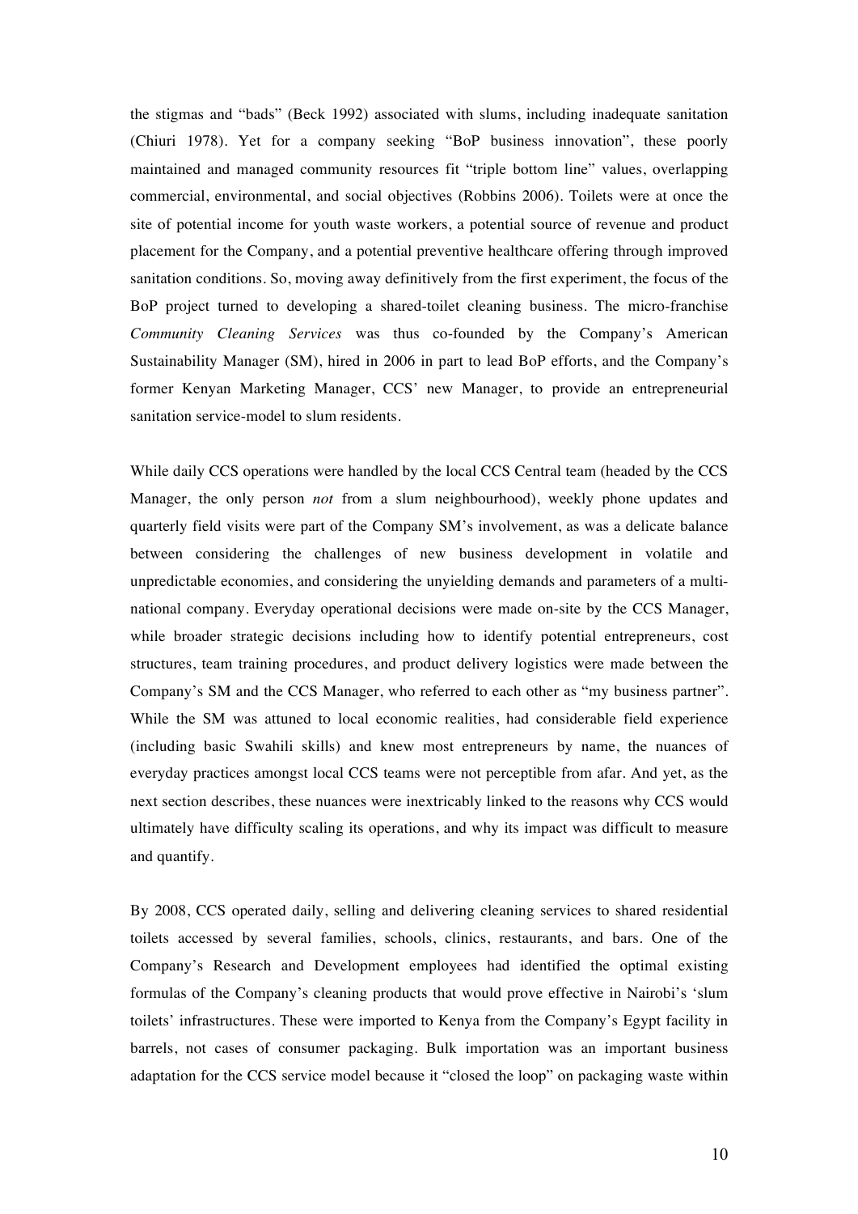the stigmas and "bads" (Beck 1992) associated with slums, including inadequate sanitation (Chiuri 1978). Yet for a company seeking "BoP business innovation", these poorly maintained and managed community resources fit "triple bottom line" values, overlapping commercial, environmental, and social objectives (Robbins 2006). Toilets were at once the site of potential income for youth waste workers, a potential source of revenue and product placement for the Company, and a potential preventive healthcare offering through improved sanitation conditions. So, moving away definitively from the first experiment, the focus of the BoP project turned to developing a shared-toilet cleaning business. The micro-franchise *Community Cleaning Services* was thus co-founded by the Company's American Sustainability Manager (SM), hired in 2006 in part to lead BoP efforts, and the Company's former Kenyan Marketing Manager, CCS' new Manager, to provide an entrepreneurial sanitation service-model to slum residents.

While daily CCS operations were handled by the local CCS Central team (headed by the CCS Manager, the only person *not* from a slum neighbourhood), weekly phone updates and quarterly field visits were part of the Company SM's involvement, as was a delicate balance between considering the challenges of new business development in volatile and unpredictable economies, and considering the unyielding demands and parameters of a multi-national company. Everyday operational decisions were made on-site by the CCS Manager, while broader strategic decisions including how to identify potential entrepreneurs, cost structures, team training procedures, and product delivery logistics were made between the Company's SM and the CCS Manager, who referred to each other as "my business partner". While the SM was attuned to local economic realities, had considerable field experience (including basic Swahili skills) and knew most entrepreneurs by name, the nuances of everyday practices amongst local CCS teams were not perceptible from afar. And yet, as the next section describes, these nuances were inextricably linked to the reasons why CCS would ultimately have difficulty scaling its operations, and why its impact was difficult to measure and quantify.

By 2008, CCS operated daily, selling and delivering cleaning services to shared residential toilets accessed by several families, schools, clinics, restaurants, and bars. One of the Company's Research and Development employees had identified the optimal existing formulas of the Company's cleaning products that would prove effective in Nairobi's 'slum toilets' infrastructures. These were imported to Kenya from the Company's Egypt facility in barrels, not cases of consumer packaging. Bulk importation was an important business adaptation for the CCS service model because it "closed the loop" on packaging waste within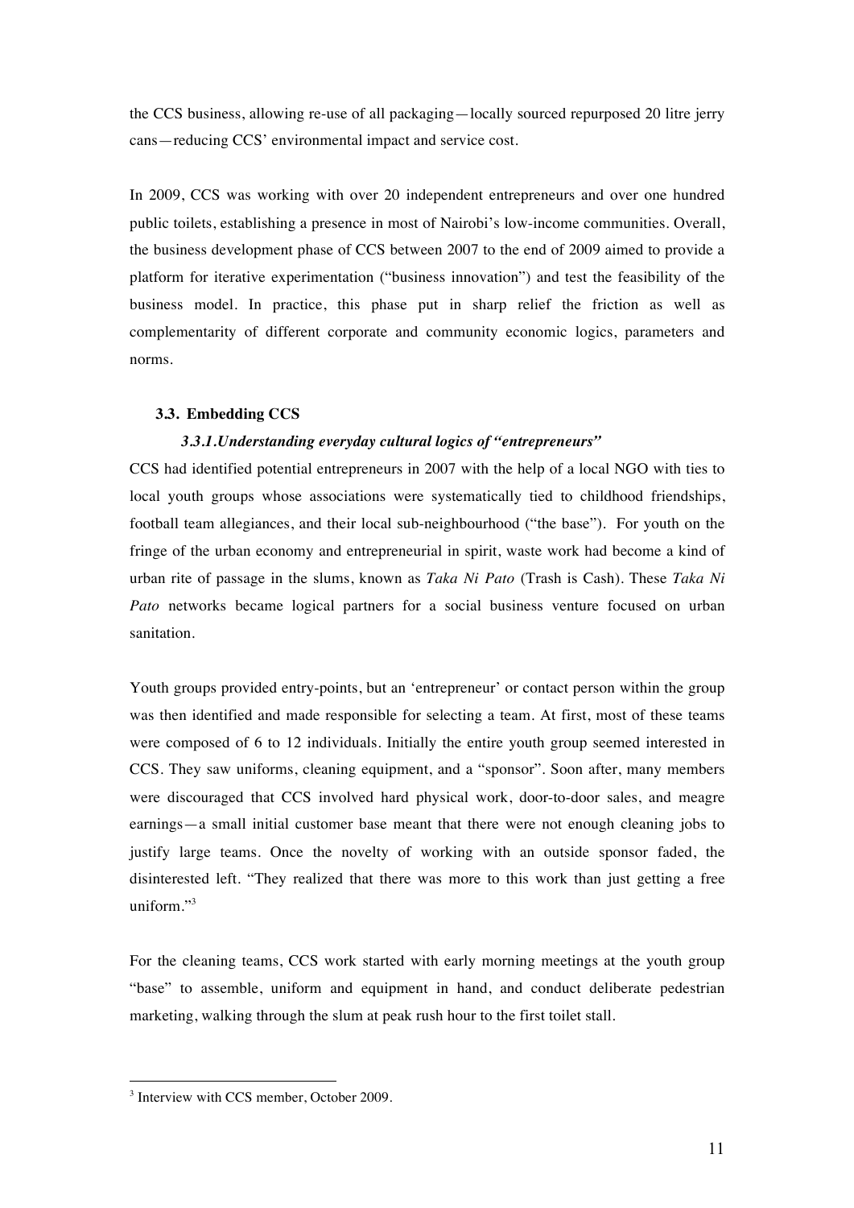the CCS business, allowing re-use of all packaging—locally sourced repurposed 20 litre jerry cans—reducing CCS' environmental impact and service cost.

In 2009, CCS was working with over 20 independent entrepreneurs and over one hundred public toilets, establishing a presence in most of Nairobi's low-income communities. Overall, the business development phase of CCS between 2007 to the end of 2009 aimed to provide a platform for iterative experimentation ("business innovation") and test the feasibility of the business model. In practice, this phase put in sharp relief the friction as well as complementarity of different corporate and community economic logics, parameters and norms.

### 3.3. Embedding CCS

#### *3.3.1. Understanding everyday cultural logics of "entrepreneurs"*

CCS had identified potential entrepreneurs in 2007 with the help of a local NGO with ties to local youth groups whose associations were systematically tied to childhood friendships, football team allegiances, and their local sub-neighbourhood ("the base"). For youth on the fringe of the urban economy and entrepreneurial in spirit, waste work had become a kind of urban rite of passage in the slums, known as *Taka Ni Pato* (Trash is Cash). These *Taka Ni Pato* networks became logical partners for a social business venture focused on urban sanitation.

Youth groups provided entry-points, but an 'entrepreneur' or contact person within the group was then identified and made responsible for selecting a team. At first, most of these teams were composed of 6 to 12 individuals. Initially the entire youth group seemed interested in CCS. They saw uniforms, cleaning equipment, and a "sponsor". Soon after, many members were discouraged that CCS involved hard physical work, door-to-door sales, and meagre earnings—a small initial customer base meant that there were not enough cleaning jobs to justify large teams. Once the novelty of working with an outside sponsor faded, the disinterested left. "They realized that there was more to this work than just getting a free uniform."[3]

For the cleaning teams, CCS work started with early morning meetings at the youth group "base" to assemble, uniform and equipment in hand, and conduct deliberate pedestrian marketing, walking through the slum at peak rush hour to the first toilet stall.

---

[3] Interview with CCS member, October 2009.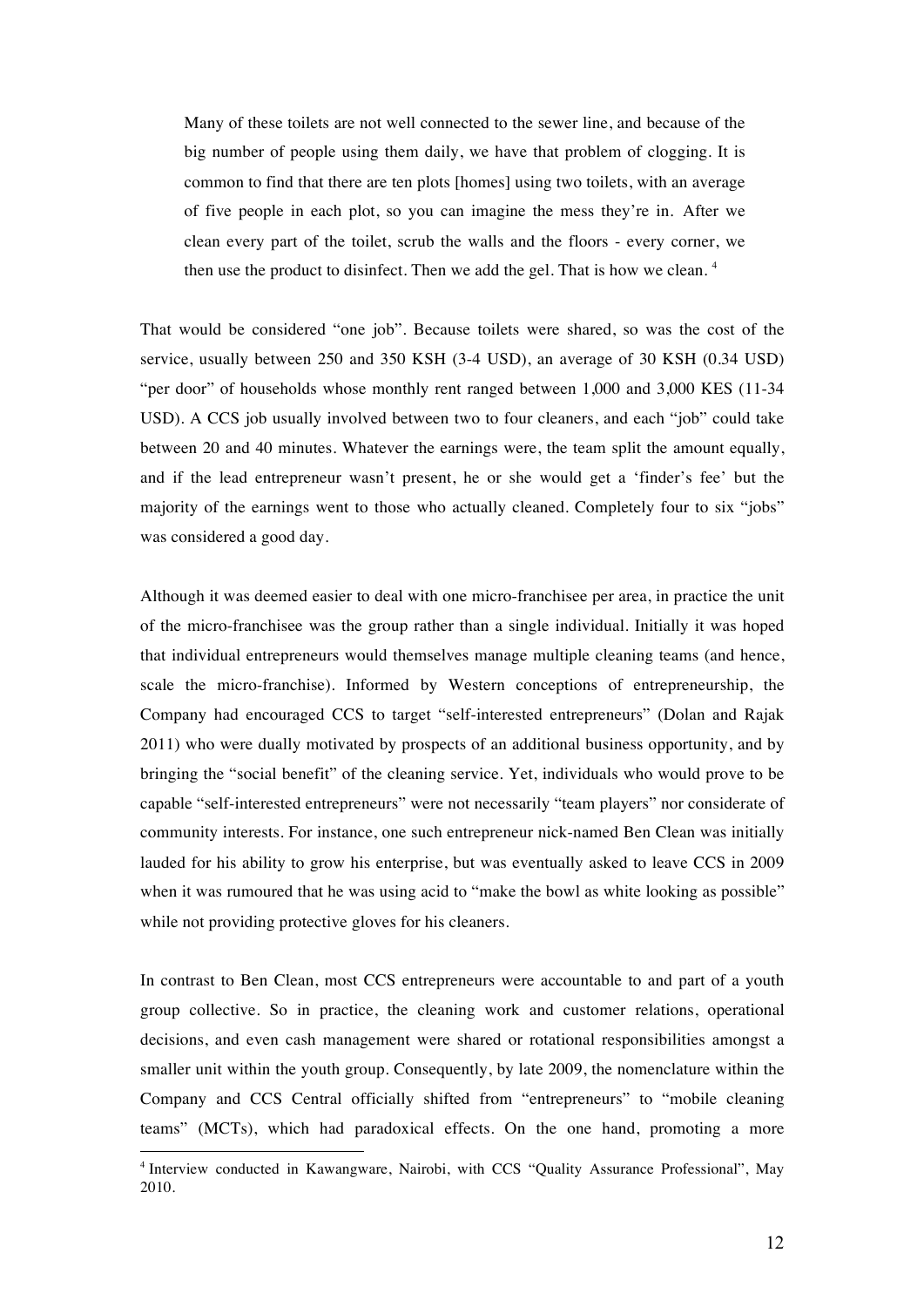> Many of these toilets are not well connected to the sewer line, and because of the big number of people using them daily, we have that problem of clogging. It is common to find that there are ten plots [homes] using two toilets, with an average of five people in each plot, so you can imagine the mess they're in. After we clean every part of the toilet, scrub the walls and the floors - every corner, we then use the product to disinfect. Then we add the gel. That is how we clean. [4]

That would be considered "one job". Because toilets were shared, so was the cost of the service, usually between 250 and 350 KSH (3-4 USD), an average of 30 KSH (0.34 USD) "per door" of households whose monthly rent ranged between 1,000 and 3,000 KES (11-34 USD). A CCS job usually involved between two to four cleaners, and each "job" could take between 20 and 40 minutes. Whatever the earnings were, the team split the amount equally, and if the lead entrepreneur wasn't present, he or she would get a 'finder's fee' but the majority of the earnings went to those who actually cleaned. Completely four to six "jobs" was considered a good day.

Although it was deemed easier to deal with one micro-franchisee per area, in practice the unit of the micro-franchisee was the group rather than a single individual. Initially it was hoped that individual entrepreneurs would themselves manage multiple cleaning teams (and hence, scale the micro-franchise). Informed by Western conceptions of entrepreneurship, the Company had encouraged CCS to target "self-interested entrepreneurs" (Dolan and Rajak 2011) who were dually motivated by prospects of an additional business opportunity, and by bringing the "social benefit" of the cleaning service. Yet, individuals who would prove to be capable "self-interested entrepreneurs" were not necessarily "team players" nor considerate of community interests. For instance, one such entrepreneur nick-named Ben Clean was initially lauded for his ability to grow his enterprise, but was eventually asked to leave CCS in 2009 when it was rumoured that he was using acid to "make the bowl as white looking as possible" while not providing protective gloves for his cleaners.

In contrast to Ben Clean, most CCS entrepreneurs were accountable to and part of a youth group collective. So in practice, the cleaning work and customer relations, operational decisions, and even cash management were shared or rotational responsibilities amongst a smaller unit within the youth group. Consequently, by late 2009, the nomenclature within the Company and CCS Central officially shifted from "entrepreneurs" to "mobile cleaning teams" (MCTs), which had paradoxical effects. On the one hand, promoting a more

[4] Interview conducted in Kawangware, Nairobi, with CCS "Quality Assurance Professional", May 2010.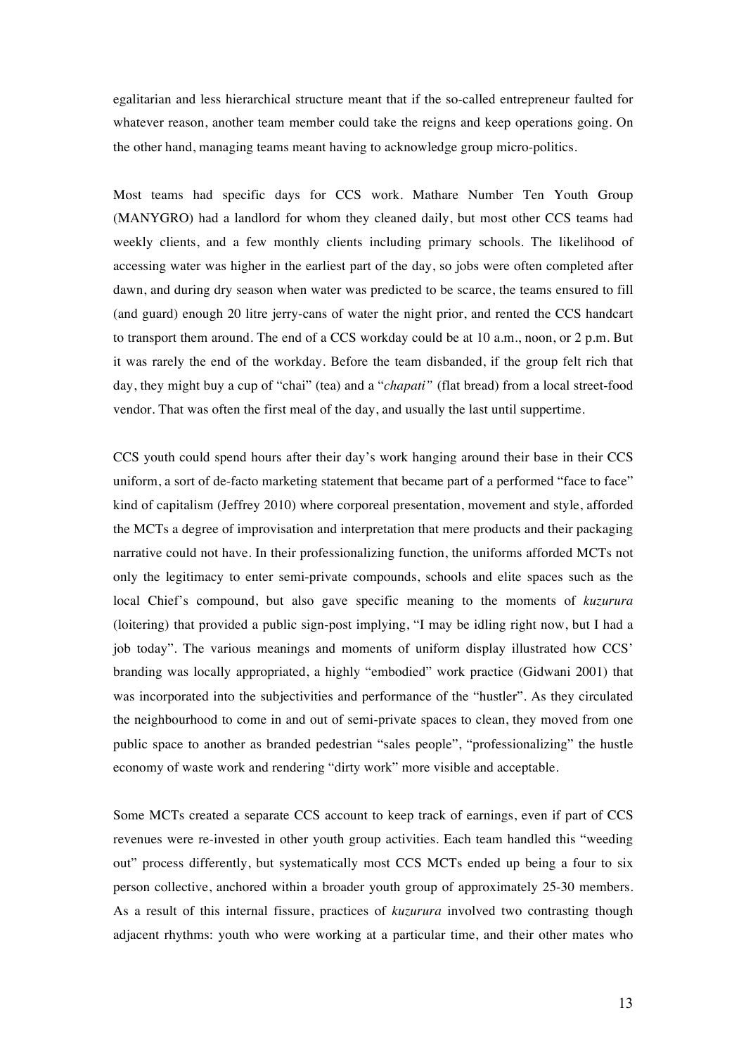egalitarian and less hierarchical structure meant that if the so-called entrepreneur faulted for whatever reason, another team member could take the reigns and keep operations going. On the other hand, managing teams meant having to acknowledge group micro-politics.

Most teams had specific days for CCS work. Mathare Number Ten Youth Group (MANYGRO) had a landlord for whom they cleaned daily, but most other CCS teams had weekly clients, and a few monthly clients including primary schools. The likelihood of accessing water was higher in the earliest part of the day, so jobs were often completed after dawn, and during dry season when water was predicted to be scarce, the teams ensured to fill (and guard) enough 20 litre jerry-cans of water the night prior, and rented the CCS handcart to transport them around. The end of a CCS workday could be at 10 a.m., noon, or 2 p.m. But it was rarely the end of the workday. Before the team disbanded, if the group felt rich that day, they might buy a cup of "chai" (tea) and a "*chapati"* (flat bread) from a local street-food vendor. That was often the first meal of the day, and usually the last until suppertime.

CCS youth could spend hours after their day's work hanging around their base in their CCS uniform, a sort of de-facto marketing statement that became part of a performed "face to face" kind of capitalism (Jeffrey 2010) where corporeal presentation, movement and style, afforded the MCTs a degree of improvisation and interpretation that mere products and their packaging narrative could not have. In their professionalizing function, the uniforms afforded MCTs not only the legitimacy to enter semi-private compounds, schools and elite spaces such as the local Chief's compound, but also gave specific meaning to the moments of *kuzurura* (loitering) that provided a public sign-post implying, "I may be idling right now, but I had a job today". The various meanings and moments of uniform display illustrated how CCS' branding was locally appropriated, a highly "embodied" work practice (Gidwani 2001) that was incorporated into the subjectivities and performance of the "hustler". As they circulated the neighbourhood to come in and out of semi-private spaces to clean, they moved from one public space to another as branded pedestrian "sales people", "professionalizing" the hustle economy of waste work and rendering "dirty work" more visible and acceptable.

Some MCTs created a separate CCS account to keep track of earnings, even if part of CCS revenues were re-invested in other youth group activities. Each team handled this "weeding out" process differently, but systematically most CCS MCTs ended up being a four to six person collective, anchored within a broader youth group of approximately 25-30 members. As a result of this internal fissure, practices of *kuzurura* involved two contrasting though adjacent rhythms: youth who were working at a particular time, and their other mates who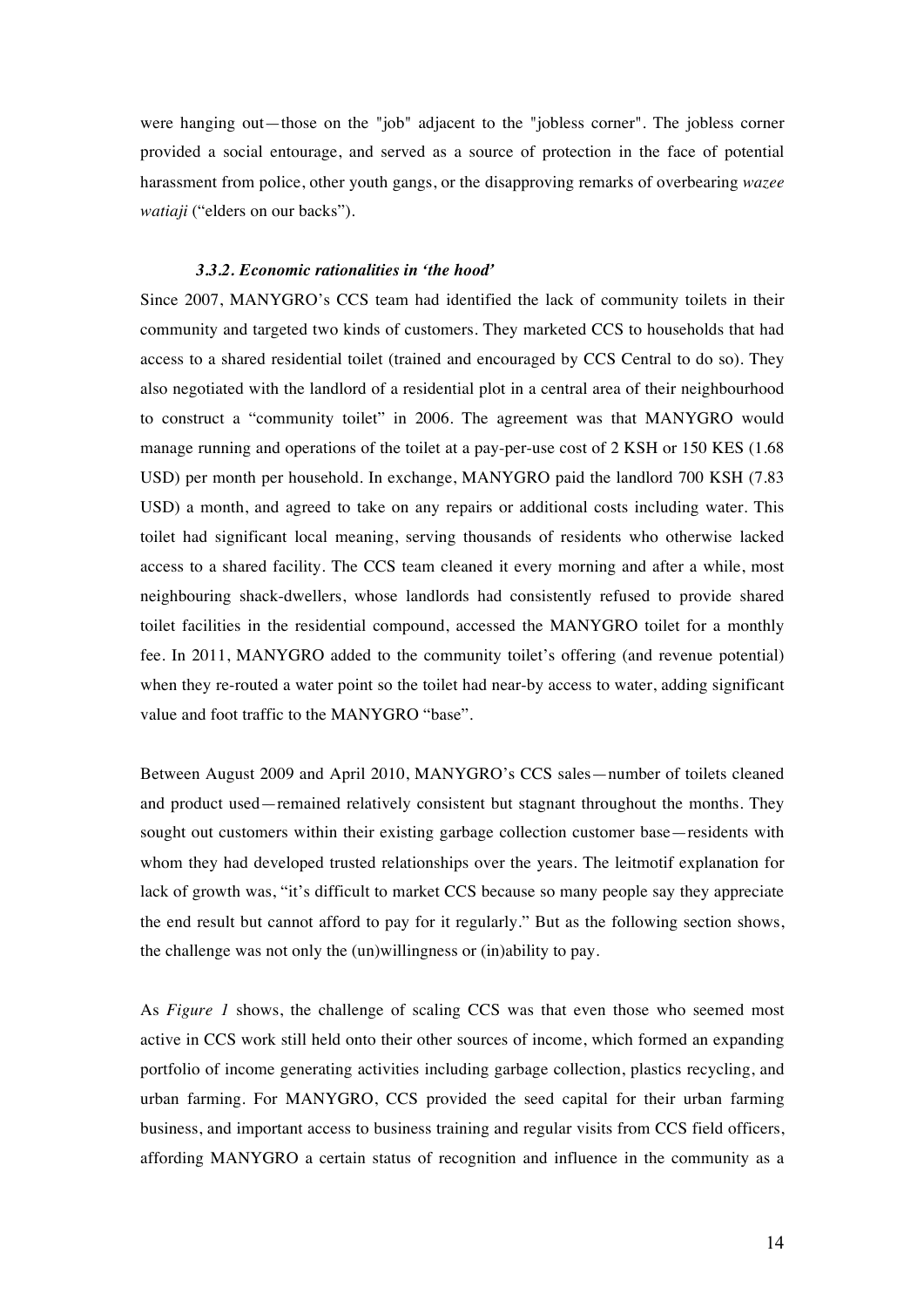were hanging out—those on the "job" adjacent to the "jobless corner". The jobless corner provided a social entourage, and served as a source of protection in the face of potential harassment from police, other youth gangs, or the disapproving remarks of overbearing *wazee watiaji* ("elders on our backs").

### *3.3.2. Economic rationalities in 'the hood'*

Since 2007, MANYGRO's CCS team had identified the lack of community toilets in their community and targeted two kinds of customers. They marketed CCS to households that had access to a shared residential toilet (trained and encouraged by CCS Central to do so). They also negotiated with the landlord of a residential plot in a central area of their neighbourhood to construct a "community toilet" in 2006. The agreement was that MANYGRO would manage running and operations of the toilet at a pay-per-use cost of 2 KSH or 150 KES (1.68 USD) per month per household. In exchange, MANYGRO paid the landlord 700 KSH (7.83 USD) a month, and agreed to take on any repairs or additional costs including water. This toilet had significant local meaning, serving thousands of residents who otherwise lacked access to a shared facility. The CCS team cleaned it every morning and after a while, most neighbouring shack-dwellers, whose landlords had consistently refused to provide shared toilet facilities in the residential compound, accessed the MANYGRO toilet for a monthly fee. In 2011, MANYGRO added to the community toilet's offering (and revenue potential) when they re-routed a water point so the toilet had near-by access to water, adding significant value and foot traffic to the MANYGRO "base".

Between August 2009 and April 2010, MANYGRO's CCS sales—number of toilets cleaned and product used—remained relatively consistent but stagnant throughout the months. They sought out customers within their existing garbage collection customer base—residents with whom they had developed trusted relationships over the years. The leitmotif explanation for lack of growth was, "it's difficult to market CCS because so many people say they appreciate the end result but cannot afford to pay for it regularly." But as the following section shows, the challenge was not only the (un)willingness or (in)ability to pay.

As *Figure 1* shows, the challenge of scaling CCS was that even those who seemed most active in CCS work still held onto their other sources of income, which formed an expanding portfolio of income generating activities including garbage collection, plastics recycling, and urban farming. For MANYGRO, CCS provided the seed capital for their urban farming business, and important access to business training and regular visits from CCS field officers, affording MANYGRO a certain status of recognition and influence in the community as a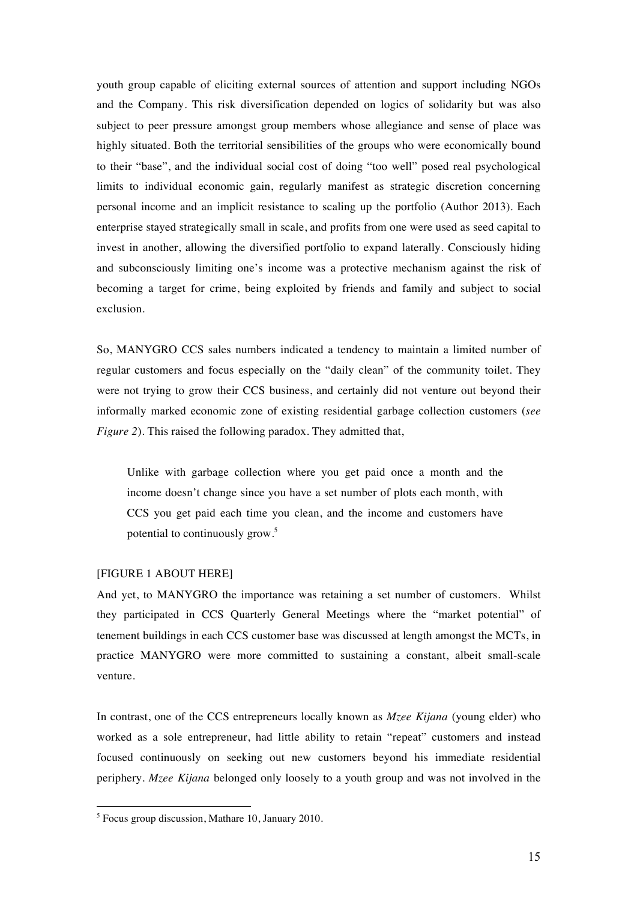youth group capable of eliciting external sources of attention and support including NGOs and the Company. This risk diversification depended on logics of solidarity but was also subject to peer pressure amongst group members whose allegiance and sense of place was highly situated. Both the territorial sensibilities of the groups who were economically bound to their "base", and the individual social cost of doing "too well" posed real psychological limits to individual economic gain, regularly manifest as strategic discretion concerning personal income and an implicit resistance to scaling up the portfolio (Author 2013). Each enterprise stayed strategically small in scale, and profits from one were used as seed capital to invest in another, allowing the diversified portfolio to expand laterally. Consciously hiding and subconsciously limiting one's income was a protective mechanism against the risk of becoming a target for crime, being exploited by friends and family and subject to social exclusion.

So, MANYGRO CCS sales numbers indicated a tendency to maintain a limited number of regular customers and focus especially on the "daily clean" of the community toilet. They were not trying to grow their CCS business, and certainly did not venture out beyond their informally marked economic zone of existing residential garbage collection customers (*see Figure 2*). This raised the following paradox. They admitted that,

> Unlike with garbage collection where you get paid once a month and the income doesn't change since you have a set number of plots each month, with CCS you get paid each time you clean, and the income and customers have potential to continuously grow.[5]

[FIGURE 1 ABOUT HERE]

And yet, to MANYGRO the importance was retaining a set number of customers. Whilst they participated in CCS Quarterly General Meetings where the "market potential" of tenement buildings in each CCS customer base was discussed at length amongst the MCTs, in practice MANYGRO were more committed to sustaining a constant, albeit small-scale venture.

In contrast, one of the CCS entrepreneurs locally known as *Mzee Kijana* (young elder) who worked as a sole entrepreneur, had little ability to retain "repeat" customers and instead focused continuously on seeking out new customers beyond his immediate residential periphery. *Mzee Kijana* belonged only loosely to a youth group and was not involved in the

[5] Focus group discussion, Mathare 10, January 2010.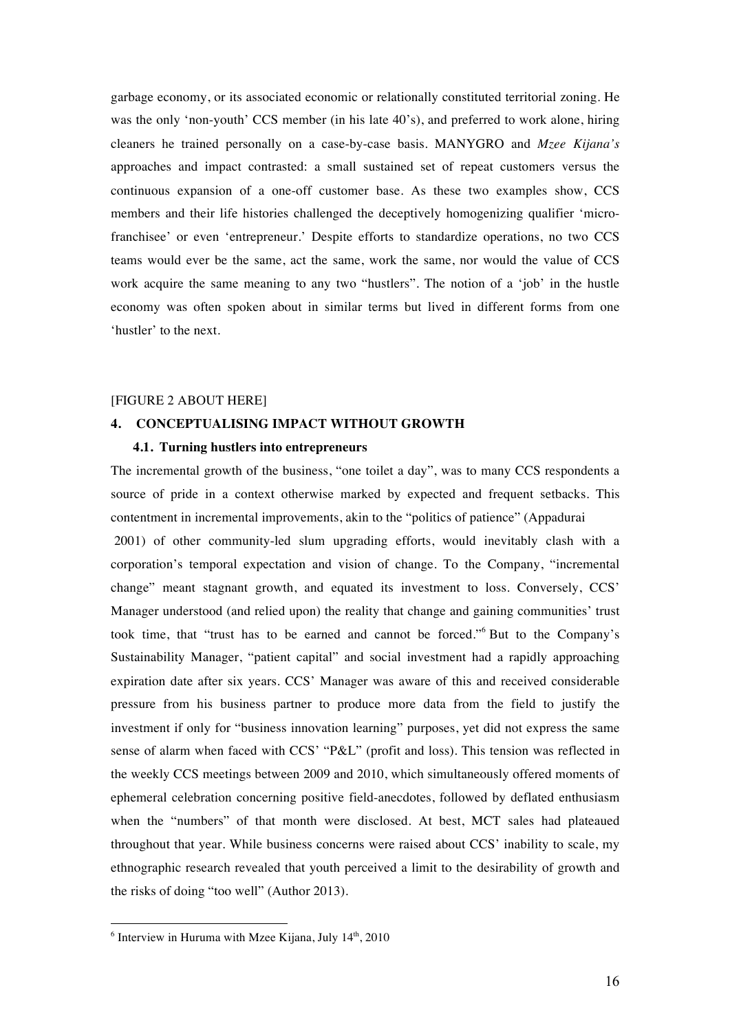garbage economy, or its associated economic or relationally constituted territorial zoning. He was the only 'non-youth' CCS member (in his late 40's), and preferred to work alone, hiring cleaners he trained personally on a case-by-case basis. MANYGRO and *Mzee Kijana's* approaches and impact contrasted: a small sustained set of repeat customers versus the continuous expansion of a one-off customer base. As these two examples show, CCS members and their life histories challenged the deceptively homogenizing qualifier 'micro-franchisee' or even 'entrepreneur.' Despite efforts to standardize operations, no two CCS teams would ever be the same, act the same, work the same, nor would the value of CCS work acquire the same meaning to any two "hustlers". The notion of a 'job' in the hustle economy was often spoken about in similar terms but lived in different forms from one 'hustler' to the next.

[FIGURE 2 ABOUT HERE]

## 4. CONCEPTUALISING IMPACT WITHOUT GROWTH

### 4.1. Turning hustlers into entrepreneurs

The incremental growth of the business, "one toilet a day", was to many CCS respondents a source of pride in a context otherwise marked by expected and frequent setbacks. This contentment in incremental improvements, akin to the "politics of patience" (Appadurai 2001) of other community-led slum upgrading efforts, would inevitably clash with a corporation's temporal expectation and vision of change. To the Company, "incremental change" meant stagnant growth, and equated its investment to loss. Conversely, CCS' Manager understood (and relied upon) the reality that change and gaining communities' trust took time, that "trust has to be earned and cannot be forced."[6] But to the Company's Sustainability Manager, "patient capital" and social investment had a rapidly approaching expiration date after six years. CCS' Manager was aware of this and received considerable pressure from his business partner to produce more data from the field to justify the investment if only for "business innovation learning" purposes, yet did not express the same sense of alarm when faced with CCS' "P&L" (profit and loss). This tension was reflected in the weekly CCS meetings between 2009 and 2010, which simultaneously offered moments of ephemeral celebration concerning positive field-anecdotes, followed by deflated enthusiasm when the "numbers" of that month were disclosed. At best, MCT sales had plateaued throughout that year. While business concerns were raised about CCS' inability to scale, my ethnographic research revealed that youth perceived a limit to the desirability of growth and the risks of doing "too well" (Author 2013).

[6] Interview in Huruma with Mzee Kijana, July 14th, 2010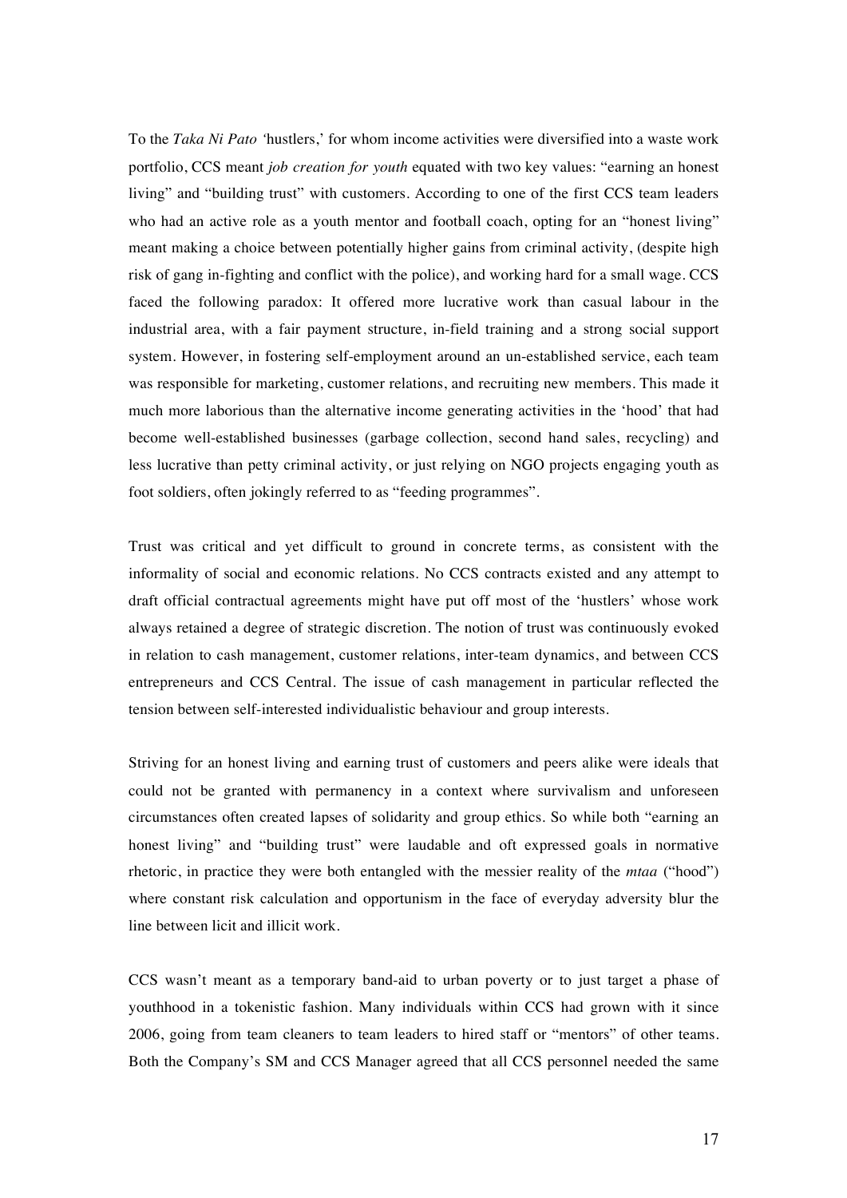To the *Taka Ni Pato* 'hustlers,' for whom income activities were diversified into a waste work portfolio, CCS meant *job creation for youth* equated with two key values: "earning an honest living" and "building trust" with customers. According to one of the first CCS team leaders who had an active role as a youth mentor and football coach, opting for an "honest living" meant making a choice between potentially higher gains from criminal activity, (despite high risk of gang in-fighting and conflict with the police), and working hard for a small wage. CCS faced the following paradox: It offered more lucrative work than casual labour in the industrial area, with a fair payment structure, in-field training and a strong social support system. However, in fostering self-employment around an un-established service, each team was responsible for marketing, customer relations, and recruiting new members. This made it much more laborious than the alternative income generating activities in the 'hood' that had become well-established businesses (garbage collection, second hand sales, recycling) and less lucrative than petty criminal activity, or just relying on NGO projects engaging youth as foot soldiers, often jokingly referred to as "feeding programmes".

Trust was critical and yet difficult to ground in concrete terms, as consistent with the informality of social and economic relations. No CCS contracts existed and any attempt to draft official contractual agreements might have put off most of the 'hustlers' whose work always retained a degree of strategic discretion. The notion of trust was continuously evoked in relation to cash management, customer relations, inter-team dynamics, and between CCS entrepreneurs and CCS Central. The issue of cash management in particular reflected the tension between self-interested individualistic behaviour and group interests.

Striving for an honest living and earning trust of customers and peers alike were ideals that could not be granted with permanency in a context where survivalism and unforeseen circumstances often created lapses of solidarity and group ethics. So while both "earning an honest living" and "building trust" were laudable and oft expressed goals in normative rhetoric, in practice they were both entangled with the messier reality of the *mtaa* ("hood") where constant risk calculation and opportunism in the face of everyday adversity blur the line between licit and illicit work.

CCS wasn't meant as a temporary band-aid to urban poverty or to just target a phase of youthhood in a tokenistic fashion. Many individuals within CCS had grown with it since 2006, going from team cleaners to team leaders to hired staff or "mentors" of other teams. Both the Company's SM and CCS Manager agreed that all CCS personnel needed the same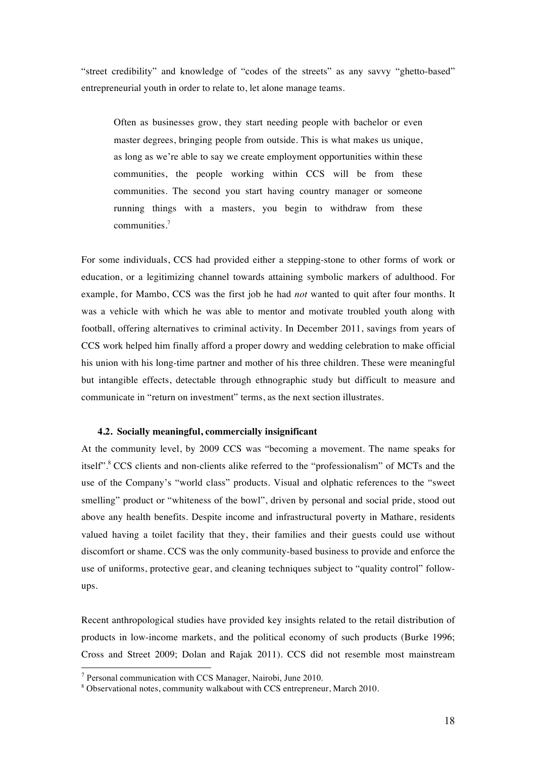"street credibility" and knowledge of "codes of the streets" as any savvy "ghetto-based" entrepreneurial youth in order to relate to, let alone manage teams.

> Often as businesses grow, they start needing people with bachelor or even master degrees, bringing people from outside. This is what makes us unique, as long as we're able to say we create employment opportunities within these communities, the people working within CCS will be from these communities. The second you start having country manager or someone running things with a masters, you begin to withdraw from these communities.[7]

For some individuals, CCS had provided either a stepping-stone to other forms of work or education, or a legitimizing channel towards attaining symbolic markers of adulthood. For example, for Mambo, CCS was the first job he had *not* wanted to quit after four months. It was a vehicle with which he was able to mentor and motivate troubled youth along with football, offering alternatives to criminal activity. In December 2011, savings from years of CCS work helped him finally afford a proper dowry and wedding celebration to make official his union with his long-time partner and mother of his three children. These were meaningful but intangible effects, detectable through ethnographic study but difficult to measure and communicate in "return on investment" terms, as the next section illustrates.

### 4.2. Socially meaningful, commercially insignificant

At the community level, by 2009 CCS was "becoming a movement. The name speaks for itself".[8] CCS clients and non-clients alike referred to the "professionalism" of MCTs and the use of the Company's "world class" products. Visual and olphatic references to the "sweet smelling" product or "whiteness of the bowl", driven by personal and social pride, stood out above any health benefits. Despite income and infrastructural poverty in Mathare, residents valued having a toilet facility that they, their families and their guests could use without discomfort or shame. CCS was the only community-based business to provide and enforce the use of uniforms, protective gear, and cleaning techniques subject to "quality control" follow-ups.

Recent anthropological studies have provided key insights related to the retail distribution of products in low-income markets, and the political economy of such products (Burke 1996; Cross and Street 2009; Dolan and Rajak 2011). CCS did not resemble most mainstream

[7] Personal communication with CCS Manager, Nairobi, June 2010.

[8] Observational notes, community walkabout with CCS entrepreneur, March 2010.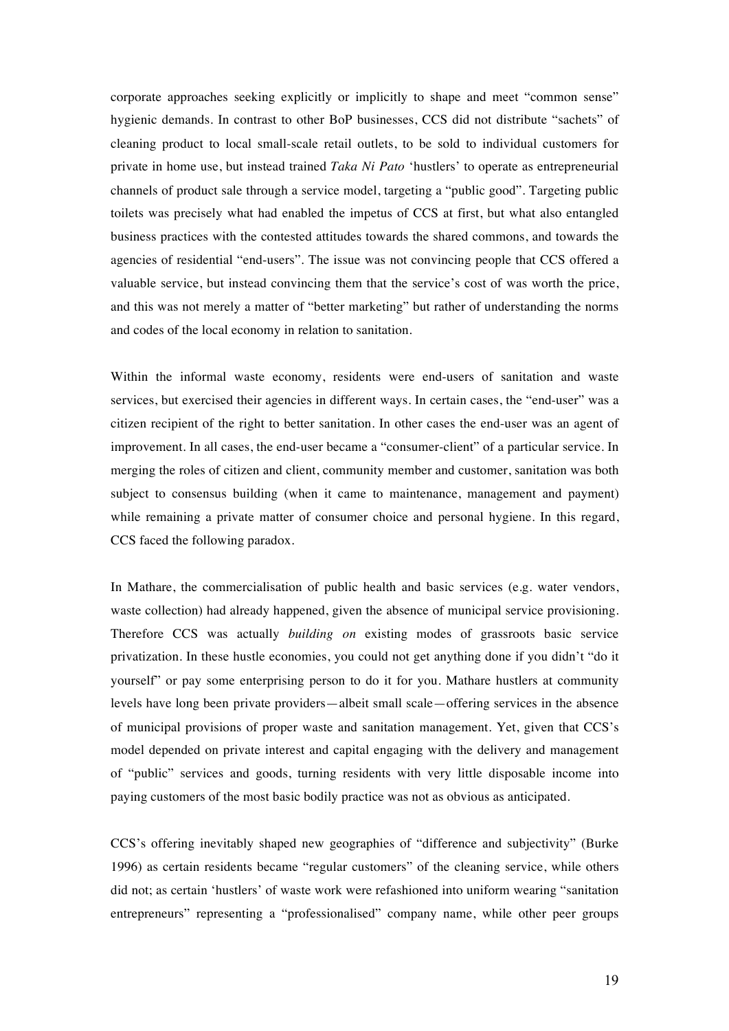corporate approaches seeking explicitly or implicitly to shape and meet "common sense" hygienic demands. In contrast to other BoP businesses, CCS did not distribute "sachets" of cleaning product to local small-scale retail outlets, to be sold to individual customers for private in home use, but instead trained *Taka Ni Pato* 'hustlers' to operate as entrepreneurial channels of product sale through a service model, targeting a "public good". Targeting public toilets was precisely what had enabled the impetus of CCS at first, but what also entangled business practices with the contested attitudes towards the shared commons, and towards the agencies of residential "end-users". The issue was not convincing people that CCS offered a valuable service, but instead convincing them that the service's cost of was worth the price, and this was not merely a matter of "better marketing" but rather of understanding the norms and codes of the local economy in relation to sanitation.

Within the informal waste economy, residents were end-users of sanitation and waste services, but exercised their agencies in different ways. In certain cases, the "end-user" was a citizen recipient of the right to better sanitation. In other cases the end-user was an agent of improvement. In all cases, the end-user became a "consumer-client" of a particular service. In merging the roles of citizen and client, community member and customer, sanitation was both subject to consensus building (when it came to maintenance, management and payment) while remaining a private matter of consumer choice and personal hygiene. In this regard, CCS faced the following paradox.

In Mathare, the commercialisation of public health and basic services (e.g. water vendors, waste collection) had already happened, given the absence of municipal service provisioning. Therefore CCS was actually *building on* existing modes of grassroots basic service privatization. In these hustle economies, you could not get anything done if you didn't "do it yourself" or pay some enterprising person to do it for you. Mathare hustlers at community levels have long been private providers—albeit small scale—offering services in the absence of municipal provisions of proper waste and sanitation management. Yet, given that CCS's model depended on private interest and capital engaging with the delivery and management of "public" services and goods, turning residents with very little disposable income into paying customers of the most basic bodily practice was not as obvious as anticipated.

CCS's offering inevitably shaped new geographies of "difference and subjectivity" (Burke 1996) as certain residents became "regular customers" of the cleaning service, while others did not; as certain 'hustlers' of waste work were refashioned into uniform wearing "sanitation entrepreneurs" representing a "professionalised" company name, while other peer groups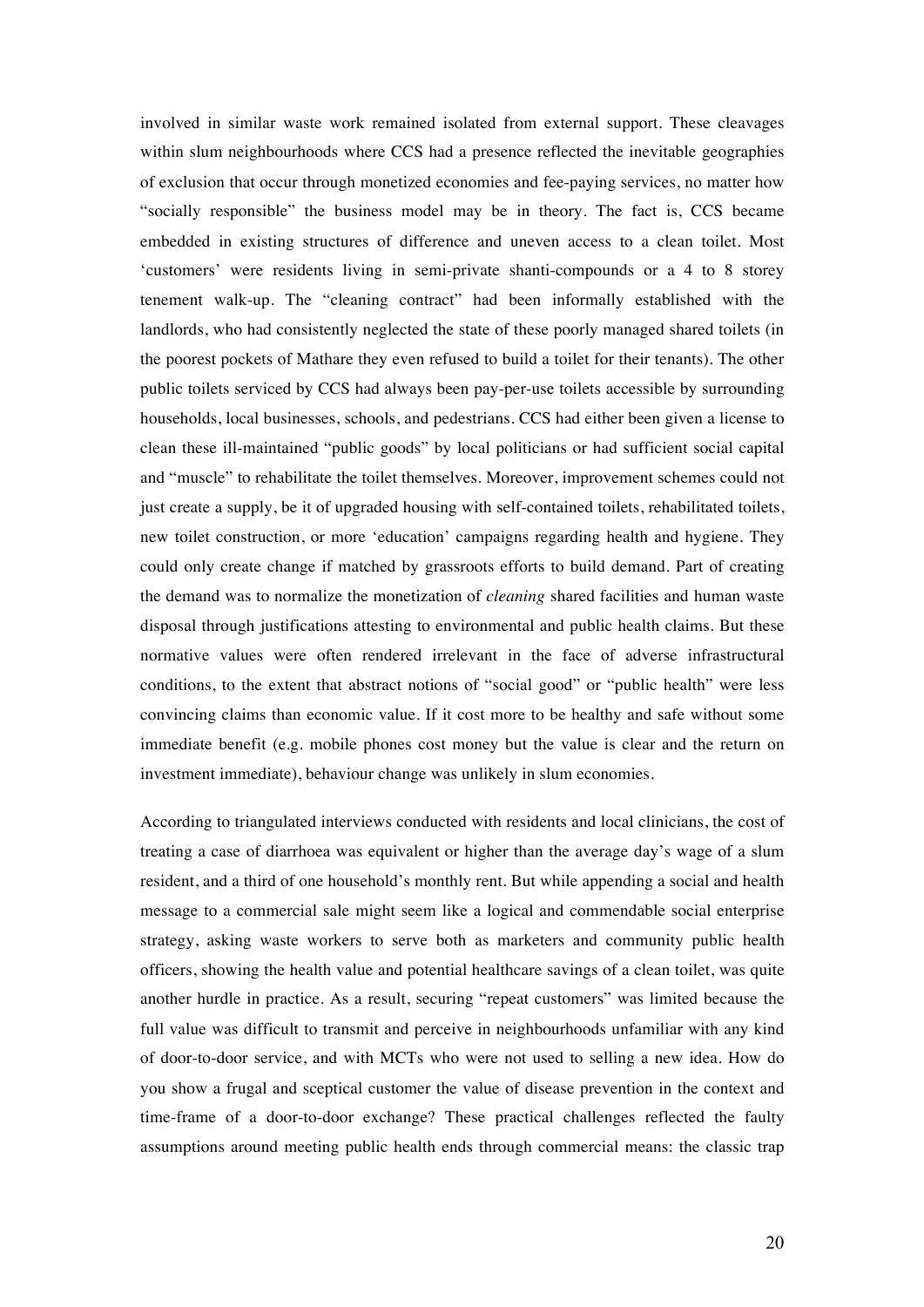involved in similar waste work remained isolated from external support. These cleavages within slum neighbourhoods where CCS had a presence reflected the inevitable geographies of exclusion that occur through monetized economies and fee-paying services, no matter how "socially responsible" the business model may be in theory. The fact is, CCS became embedded in existing structures of difference and uneven access to a clean toilet. Most 'customers' were residents living in semi-private shanti-compounds or a 4 to 8 storey tenement walk-up. The "cleaning contract" had been informally established with the landlords, who had consistently neglected the state of these poorly managed shared toilets (in the poorest pockets of Mathare they even refused to build a toilet for their tenants). The other public toilets serviced by CCS had always been pay-per-use toilets accessible by surrounding households, local businesses, schools, and pedestrians. CCS had either been given a license to clean these ill-maintained "public goods" by local politicians or had sufficient social capital and "muscle" to rehabilitate the toilet themselves. Moreover, improvement schemes could not just create a supply, be it of upgraded housing with self-contained toilets, rehabilitated toilets, new toilet construction, or more 'education' campaigns regarding health and hygiene. They could only create change if matched by grassroots efforts to build demand. Part of creating the demand was to normalize the monetization of *cleaning* shared facilities and human waste disposal through justifications attesting to environmental and public health claims. But these normative values were often rendered irrelevant in the face of adverse infrastructural conditions, to the extent that abstract notions of "social good" or "public health" were less convincing claims than economic value. If it cost more to be healthy and safe without some immediate benefit (e.g. mobile phones cost money but the value is clear and the return on investment immediate), behaviour change was unlikely in slum economies.

According to triangulated interviews conducted with residents and local clinicians, the cost of treating a case of diarrhoea was equivalent or higher than the average day's wage of a slum resident, and a third of one household's monthly rent. But while appending a social and health message to a commercial sale might seem like a logical and commendable social enterprise strategy, asking waste workers to serve both as marketers and community public health officers, showing the health value and potential healthcare savings of a clean toilet, was quite another hurdle in practice. As a result, securing "repeat customers" was limited because the full value was difficult to transmit and perceive in neighbourhoods unfamiliar with any kind of door-to-door service, and with MCTs who were not used to selling a new idea. How do you show a frugal and sceptical customer the value of disease prevention in the context and time-frame of a door-to-door exchange? These practical challenges reflected the faulty assumptions around meeting public health ends through commercial means: the classic trap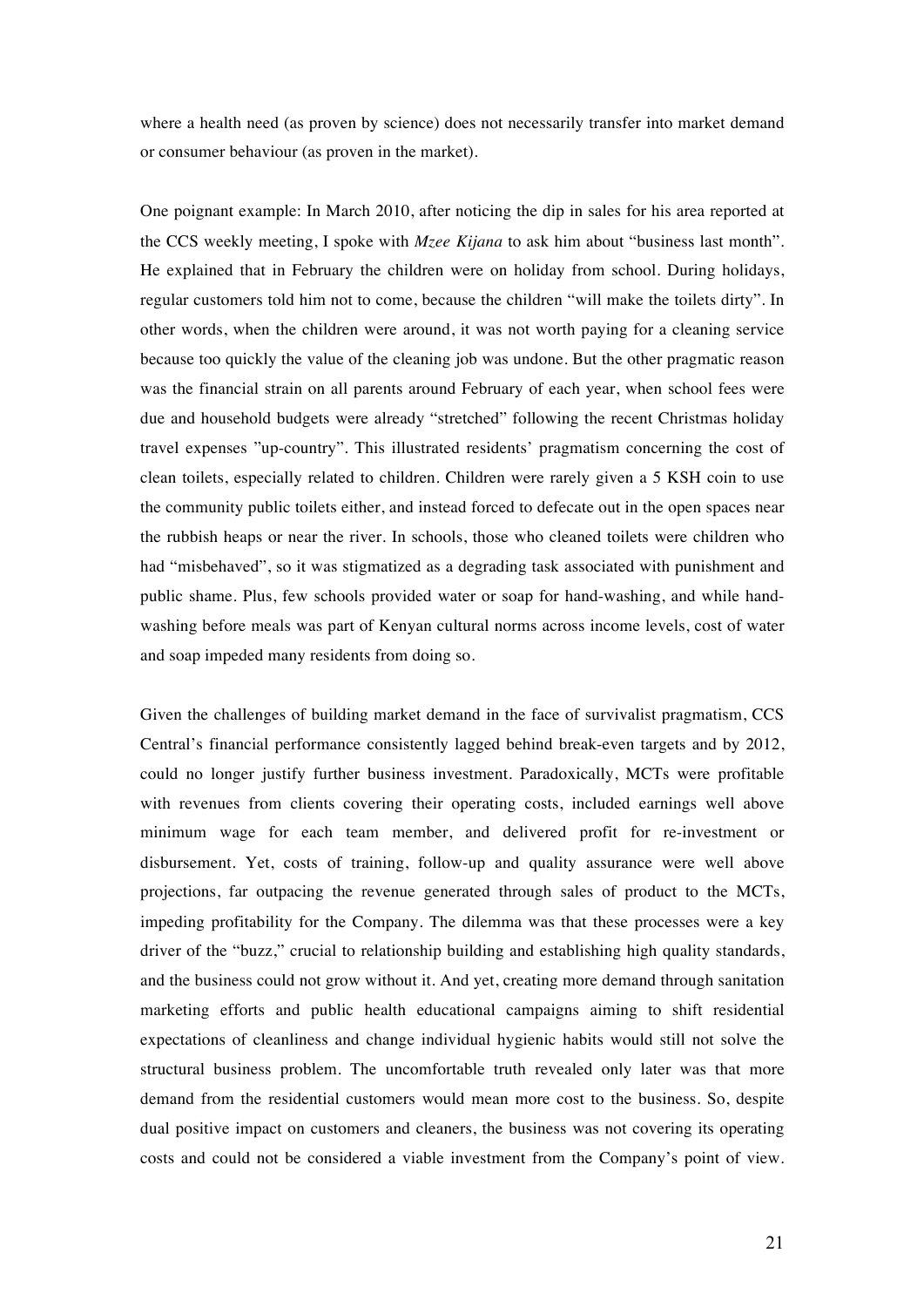where a health need (as proven by science) does not necessarily transfer into market demand or consumer behaviour (as proven in the market).

One poignant example: In March 2010, after noticing the dip in sales for his area reported at the CCS weekly meeting, I spoke with *Mzee Kijana* to ask him about "business last month". He explained that in February the children were on holiday from school. During holidays, regular customers told him not to come, because the children "will make the toilets dirty". In other words, when the children were around, it was not worth paying for a cleaning service because too quickly the value of the cleaning job was undone. But the other pragmatic reason was the financial strain on all parents around February of each year, when school fees were due and household budgets were already "stretched" following the recent Christmas holiday travel expenses "up-country". This illustrated residents' pragmatism concerning the cost of clean toilets, especially related to children. Children were rarely given a 5 KSH coin to use the community public toilets either, and instead forced to defecate out in the open spaces near the rubbish heaps or near the river. In schools, those who cleaned toilets were children who had "misbehaved", so it was stigmatized as a degrading task associated with punishment and public shame. Plus, few schools provided water or soap for hand-washing, and while hand-washing before meals was part of Kenyan cultural norms across income levels, cost of water and soap impeded many residents from doing so.

Given the challenges of building market demand in the face of survivalist pragmatism, CCS Central's financial performance consistently lagged behind break-even targets and by 2012, could no longer justify further business investment. Paradoxically, MCTs were profitable with revenues from clients covering their operating costs, included earnings well above minimum wage for each team member, and delivered profit for re-investment or disbursement. Yet, costs of training, follow-up and quality assurance were well above projections, far outpacing the revenue generated through sales of product to the MCTs, impeding profitability for the Company. The dilemma was that these processes were a key driver of the "buzz," crucial to relationship building and establishing high quality standards, and the business could not grow without it. And yet, creating more demand through sanitation marketing efforts and public health educational campaigns aiming to shift residential expectations of cleanliness and change individual hygienic habits would still not solve the structural business problem. The uncomfortable truth revealed only later was that more demand from the residential customers would mean more cost to the business. So, despite dual positive impact on customers and cleaners, the business was not covering its operating costs and could not be considered a viable investment from the Company's point of view.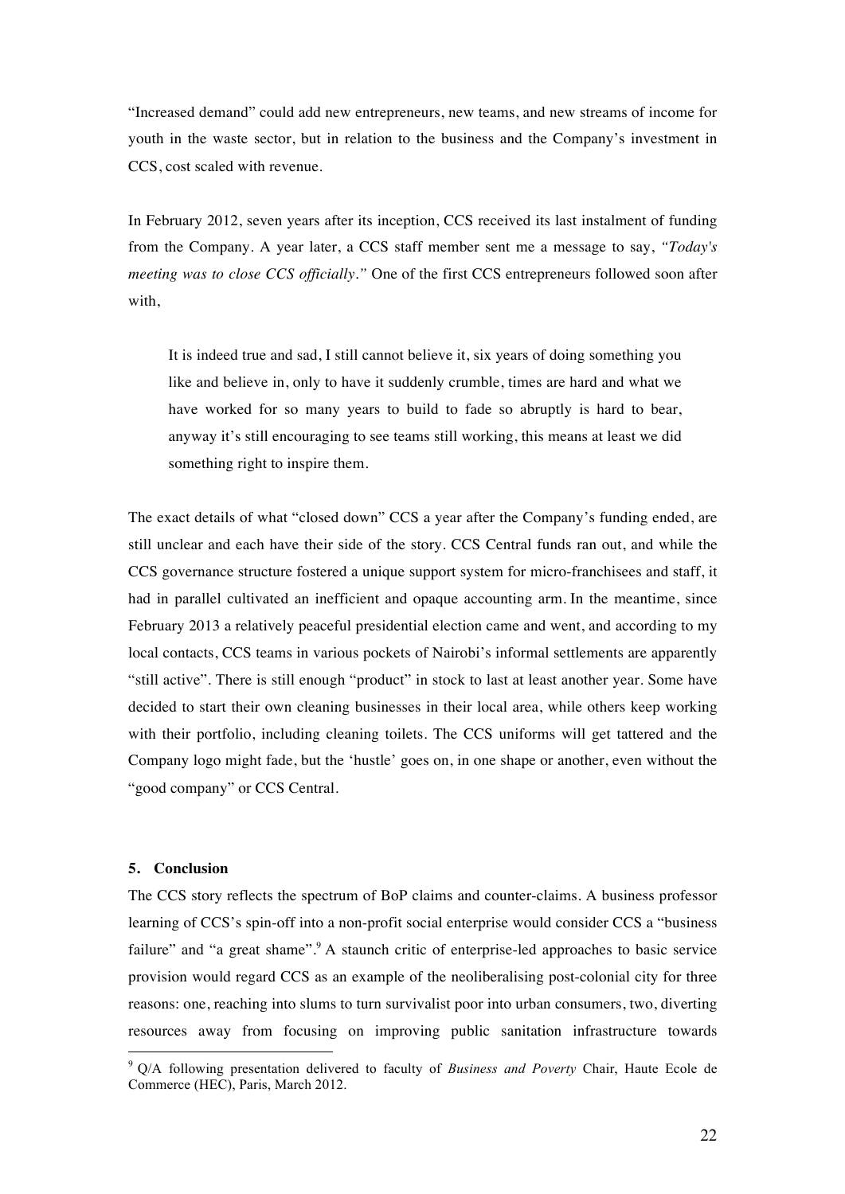"Increased demand" could add new entrepreneurs, new teams, and new streams of income for youth in the waste sector, but in relation to the business and the Company's investment in CCS, cost scaled with revenue.

In February 2012, seven years after its inception, CCS received its last instalment of funding from the Company. A year later, a CCS staff member sent me a message to say, *"Today's meeting was to close CCS officially."* One of the first CCS entrepreneurs followed soon after with,

> It is indeed true and sad, I still cannot believe it, six years of doing something you like and believe in, only to have it suddenly crumble, times are hard and what we have worked for so many years to build to fade so abruptly is hard to bear, anyway it's still encouraging to see teams still working, this means at least we did something right to inspire them.

The exact details of what "closed down" CCS a year after the Company's funding ended, are still unclear and each have their side of the story. CCS Central funds ran out, and while the CCS governance structure fostered a unique support system for micro-franchisees and staff, it had in parallel cultivated an inefficient and opaque accounting arm. In the meantime, since February 2013 a relatively peaceful presidential election came and went, and according to my local contacts, CCS teams in various pockets of Nairobi's informal settlements are apparently "still active". There is still enough "product" in stock to last at least another year. Some have decided to start their own cleaning businesses in their local area, while others keep working with their portfolio, including cleaning toilets. The CCS uniforms will get tattered and the Company logo might fade, but the 'hustle' goes on, in one shape or another, even without the "good company" or CCS Central.

## 5. Conclusion

The CCS story reflects the spectrum of BoP claims and counter-claims. A business professor learning of CCS's spin-off into a non-profit social enterprise would consider CCS a "business failure" and "a great shame".[9] A staunch critic of enterprise-led approaches to basic service provision would regard CCS as an example of the neoliberalising post-colonial city for three reasons: one, reaching into slums to turn survivalist poor into urban consumers, two, diverting resources away from focusing on improving public sanitation infrastructure towards

---

[9] Q/A following presentation delivered to faculty of *Business and Poverty* Chair, Haute Ecole de Commerce (HEC), Paris, March 2012.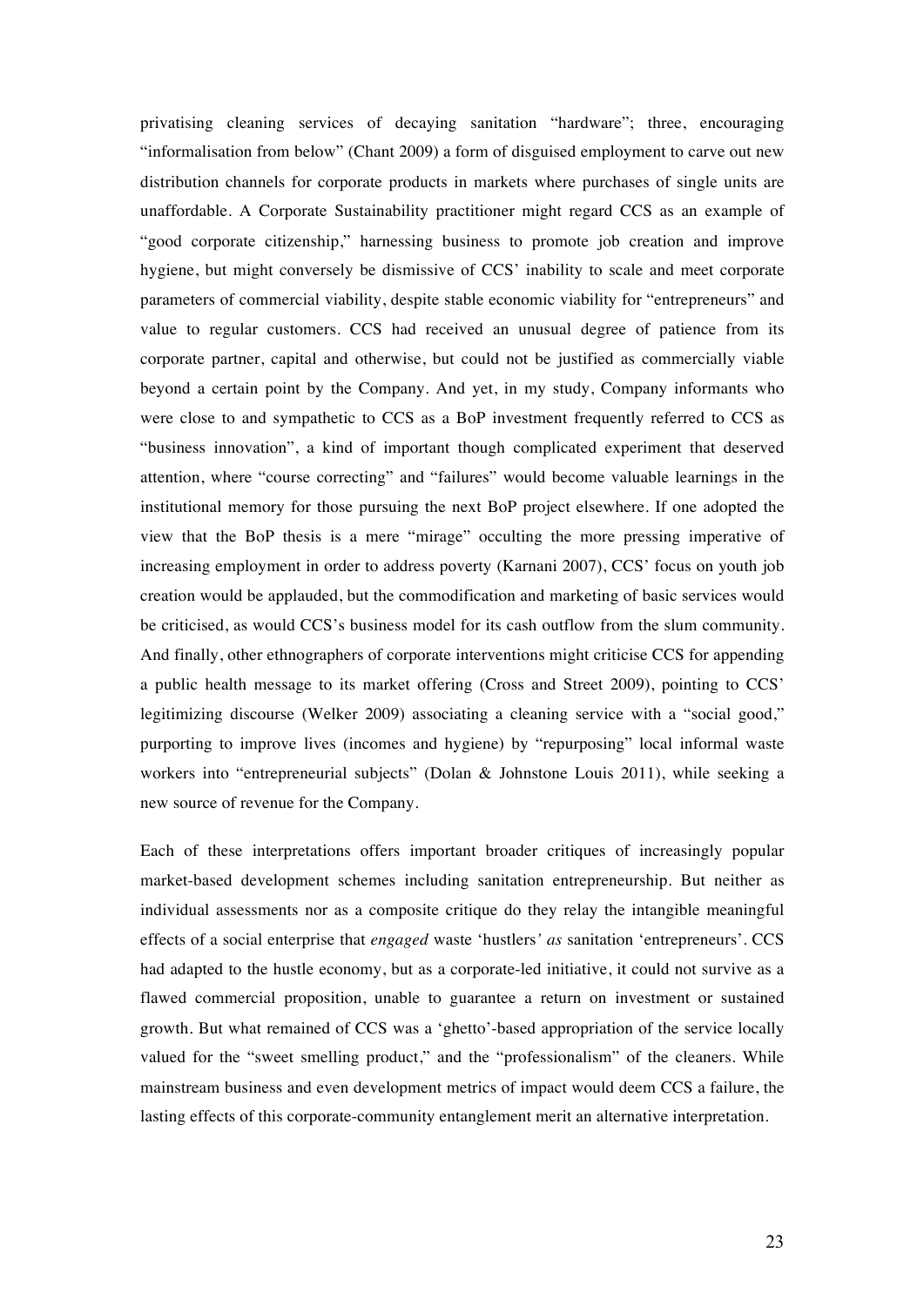privatising cleaning services of decaying sanitation "hardware"; three, encouraging "informalisation from below" (Chant 2009) a form of disguised employment to carve out new distribution channels for corporate products in markets where purchases of single units are unaffordable. A Corporate Sustainability practitioner might regard CCS as an example of "good corporate citizenship," harnessing business to promote job creation and improve hygiene, but might conversely be dismissive of CCS' inability to scale and meet corporate parameters of commercial viability, despite stable economic viability for "entrepreneurs" and value to regular customers. CCS had received an unusual degree of patience from its corporate partner, capital and otherwise, but could not be justified as commercially viable beyond a certain point by the Company. And yet, in my study, Company informants who were close to and sympathetic to CCS as a BoP investment frequently referred to CCS as "business innovation", a kind of important though complicated experiment that deserved attention, where "course correcting" and "failures" would become valuable learnings in the institutional memory for those pursuing the next BoP project elsewhere. If one adopted the view that the BoP thesis is a mere "mirage" occulting the more pressing imperative of increasing employment in order to address poverty (Karnani 2007), CCS' focus on youth job creation would be applauded, but the commodification and marketing of basic services would be criticised, as would CCS's business model for its cash outflow from the slum community. And finally, other ethnographers of corporate interventions might criticise CCS for appending a public health message to its market offering (Cross and Street 2009), pointing to CCS' legitimizing discourse (Welker 2009) associating a cleaning service with a "social good," purporting to improve lives (incomes and hygiene) by "repurposing" local informal waste workers into "entrepreneurial subjects" (Dolan & Johnstone Louis 2011), while seeking a new source of revenue for the Company.

Each of these interpretations offers important broader critiques of increasingly popular market-based development schemes including sanitation entrepreneurship. But neither as individual assessments nor as a composite critique do they relay the intangible meaningful effects of a social enterprise that *engaged* waste 'hustlers' *as* sanitation 'entrepreneurs'. CCS had adapted to the hustle economy, but as a corporate-led initiative, it could not survive as a flawed commercial proposition, unable to guarantee a return on investment or sustained growth. But what remained of CCS was a 'ghetto'-based appropriation of the service locally valued for the "sweet smelling product," and the "professionalism" of the cleaners. While mainstream business and even development metrics of impact would deem CCS a failure, the lasting effects of this corporate-community entanglement merit an alternative interpretation.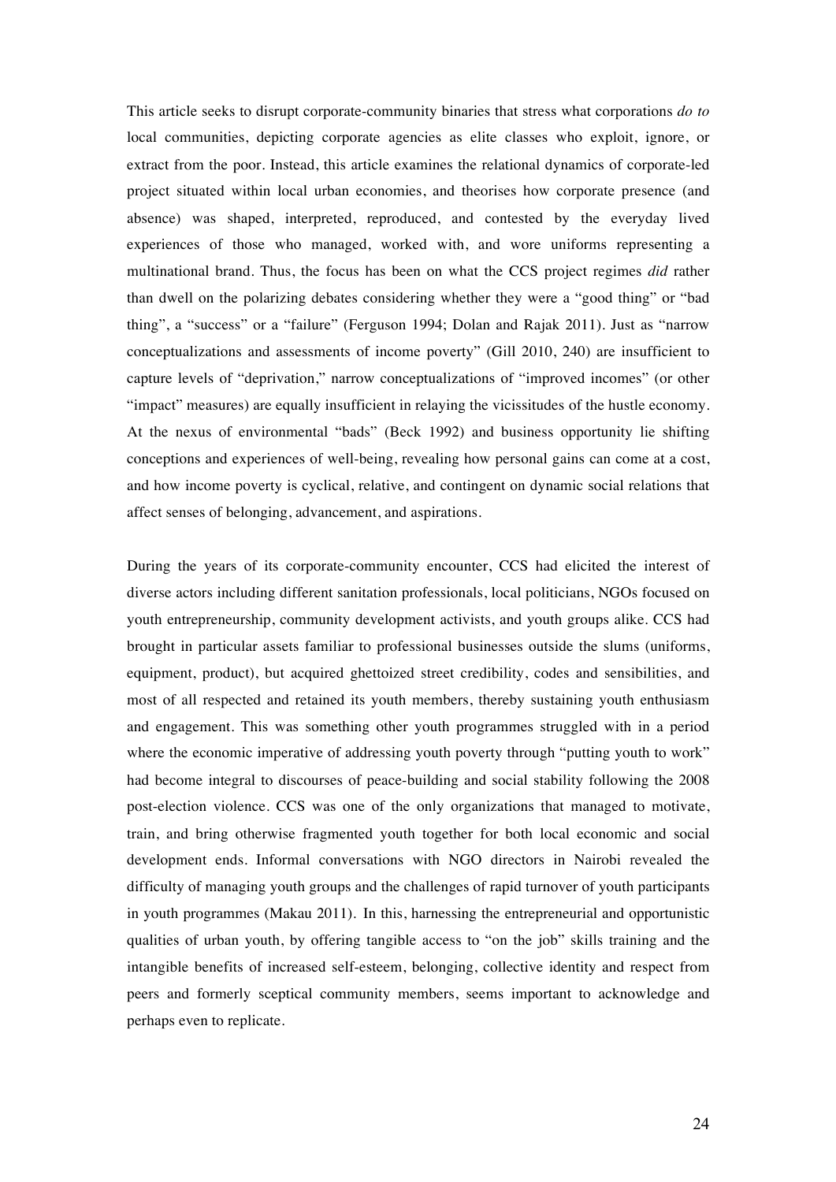This article seeks to disrupt corporate-community binaries that stress what corporations *do to* local communities, depicting corporate agencies as elite classes who exploit, ignore, or extract from the poor. Instead, this article examines the relational dynamics of corporate-led project situated within local urban economies, and theorises how corporate presence (and absence) was shaped, interpreted, reproduced, and contested by the everyday lived experiences of those who managed, worked with, and wore uniforms representing a multinational brand. Thus, the focus has been on what the CCS project regimes *did* rather than dwell on the polarizing debates considering whether they were a "good thing" or "bad thing", a "success" or a "failure" (Ferguson 1994; Dolan and Rajak 2011). Just as "narrow conceptualizations and assessments of income poverty" (Gill 2010, 240) are insufficient to capture levels of "deprivation," narrow conceptualizations of "improved incomes" (or other "impact" measures) are equally insufficient in relaying the vicissitudes of the hustle economy. At the nexus of environmental "bads" (Beck 1992) and business opportunity lie shifting conceptions and experiences of well-being, revealing how personal gains can come at a cost, and how income poverty is cyclical, relative, and contingent on dynamic social relations that affect senses of belonging, advancement, and aspirations.

During the years of its corporate-community encounter, CCS had elicited the interest of diverse actors including different sanitation professionals, local politicians, NGOs focused on youth entrepreneurship, community development activists, and youth groups alike. CCS had brought in particular assets familiar to professional businesses outside the slums (uniforms, equipment, product), but acquired ghettoized street credibility, codes and sensibilities, and most of all respected and retained its youth members, thereby sustaining youth enthusiasm and engagement. This was something other youth programmes struggled with in a period where the economic imperative of addressing youth poverty through "putting youth to work" had become integral to discourses of peace-building and social stability following the 2008 post-election violence. CCS was one of the only organizations that managed to motivate, train, and bring otherwise fragmented youth together for both local economic and social development ends. Informal conversations with NGO directors in Nairobi revealed the difficulty of managing youth groups and the challenges of rapid turnover of youth participants in youth programmes (Makau 2011). In this, harnessing the entrepreneurial and opportunistic qualities of urban youth, by offering tangible access to "on the job" skills training and the intangible benefits of increased self-esteem, belonging, collective identity and respect from peers and formerly sceptical community members, seems important to acknowledge and perhaps even to replicate.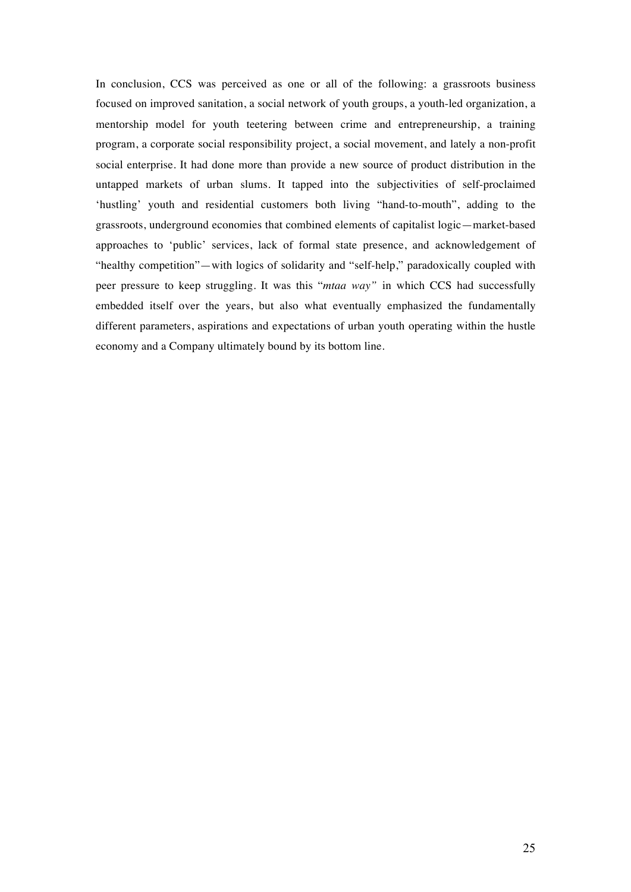In conclusion, CCS was perceived as one or all of the following: a grassroots business focused on improved sanitation, a social network of youth groups, a youth-led organization, a mentorship model for youth teetering between crime and entrepreneurship, a training program, a corporate social responsibility project, a social movement, and lately a non-profit social enterprise. It had done more than provide a new source of product distribution in the untapped markets of urban slums. It tapped into the subjectivities of self-proclaimed 'hustling' youth and residential customers both living "hand-to-mouth", adding to the grassroots, underground economies that combined elements of capitalist logic—market-based approaches to 'public' services, lack of formal state presence, and acknowledgement of "healthy competition"—with logics of solidarity and "self-help," paradoxically coupled with peer pressure to keep struggling. It was this "*mtaa way"* in which CCS had successfully embedded itself over the years, but also what eventually emphasized the fundamentally different parameters, aspirations and expectations of urban youth operating within the hustle economy and a Company ultimately bound by its bottom line.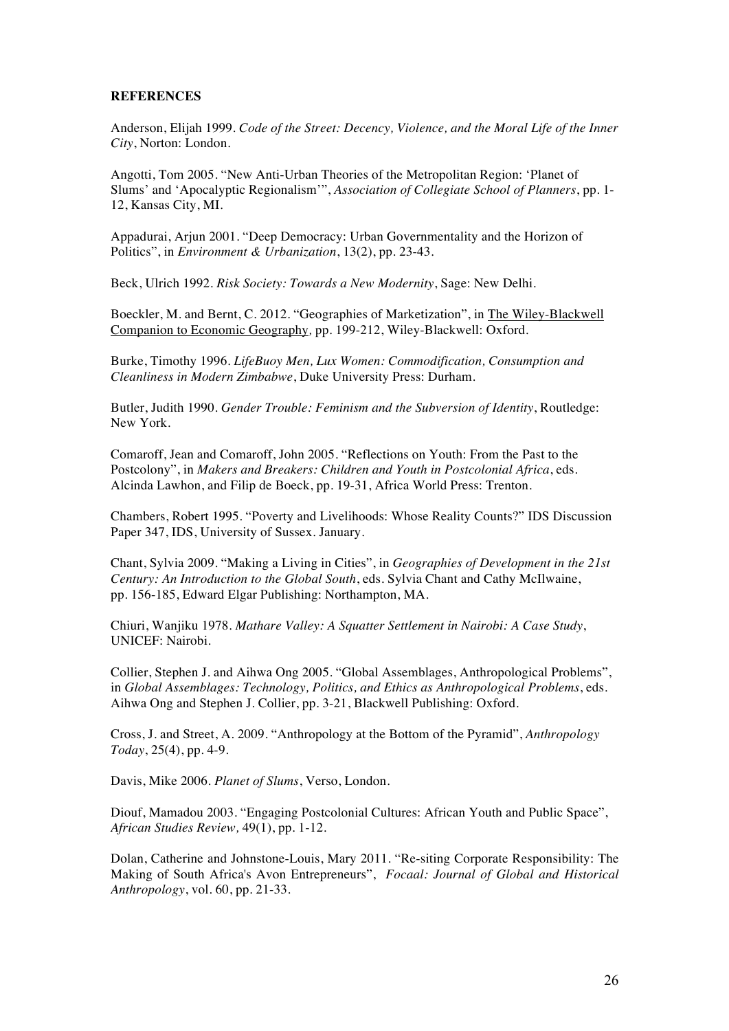**REFERENCES**

Anderson, Elijah 1999. *Code of the Street: Decency, Violence, and the Moral Life of the Inner City*, Norton: London.

Angotti, Tom 2005. "New Anti-Urban Theories of the Metropolitan Region: 'Planet of Slums' and 'Apocalyptic Regionalism'", *Association of Collegiate School of Planners*, pp. 1-12, Kansas City, MI.

Appadurai, Arjun 2001. "Deep Democracy: Urban Governmentality and the Horizon of Politics", in *Environment & Urbanization*, 13(2), pp. 23-43.

Beck, Ulrich 1992. *Risk Society: Towards a New Modernity*, Sage: New Delhi.

Boeckler, M. and Bernt, C. 2012. "Geographies of Marketization", in The Wiley-Blackwell Companion to Economic Geography*,* pp. 199-212, Wiley-Blackwell: Oxford.

Burke, Timothy 1996. *LifeBuoy Men, Lux Women: Commodification, Consumption and Cleanliness in Modern Zimbabwe*, Duke University Press: Durham.

Butler, Judith 1990. *Gender Trouble: Feminism and the Subversion of Identity*, Routledge: New York.

Comaroff, Jean and Comaroff, John 2005. "Reflections on Youth: From the Past to the Postcolony", in *Makers and Breakers: Children and Youth in Postcolonial Africa*, eds. Alcinda Lawhon, and Filip de Boeck, pp. 19-31, Africa World Press: Trenton.

Chambers, Robert 1995. "Poverty and Livelihoods: Whose Reality Counts?" IDS Discussion Paper 347, IDS, University of Sussex. January.

Chant, Sylvia 2009. "Making a Living in Cities", in *Geographies of Development in the 21st Century: An Introduction to the Global South*, eds. Sylvia Chant and Cathy McIlwaine, pp. 156-185, Edward Elgar Publishing: Northampton, MA.

Chiuri, Wanjiku 1978. *Mathare Valley: A Squatter Settlement in Nairobi: A Case Study*, UNICEF: Nairobi.

Collier, Stephen J. and Aihwa Ong 2005. "Global Assemblages, Anthropological Problems", in *Global Assemblages: Technology, Politics, and Ethics as Anthropological Problems*, eds. Aihwa Ong and Stephen J. Collier, pp. 3-21, Blackwell Publishing: Oxford.

Cross, J. and Street, A. 2009. "Anthropology at the Bottom of the Pyramid", *Anthropology Today*, 25(4), pp. 4-9.

Davis, Mike 2006. *Planet of Slums*, Verso, London.

Diouf, Mamadou 2003. "Engaging Postcolonial Cultures: African Youth and Public Space", *African Studies Review,* 49(1), pp. 1-12.

Dolan, Catherine and Johnstone-Louis, Mary 2011. "Re-siting Corporate Responsibility: The Making of South Africa's Avon Entrepreneurs", *Focaal: Journal of Global and Historical Anthropology*, vol. 60, pp. 21-33.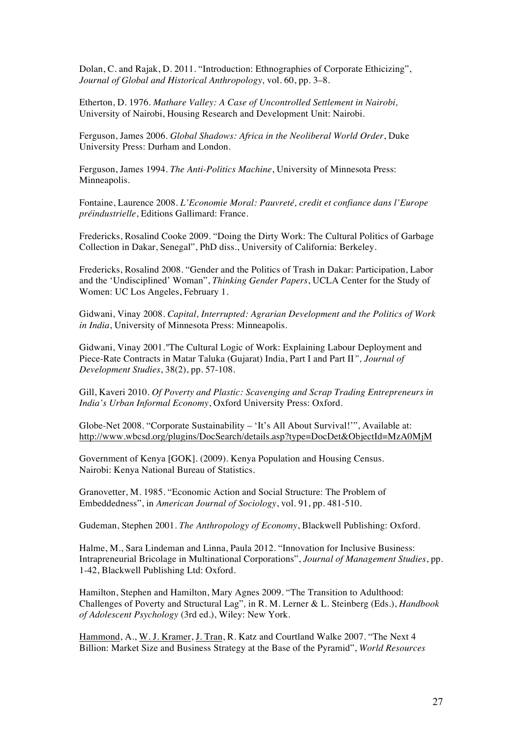Dolan, C. and Rajak, D. 2011. "Introduction: Ethnographies of Corporate Ethicizing", *Journal of Global and Historical Anthropology,* vol. 60, pp. 3–8.

Etherton, D. 1976. *Mathare Valley: A Case of Uncontrolled Settlement in Nairobi,* University of Nairobi, Housing Research and Development Unit: Nairobi.

Ferguson, James 2006. *Global Shadows: Africa in the Neoliberal World Order*, Duke University Press: Durham and London.

Ferguson, James 1994. *The Anti-Politics Machine*, University of Minnesota Press: Minneapolis.

Fontaine, Laurence 2008. *L'Economie Moral: Pauvreté, credit et confiance dans l'Europe préindustrielle*, Editions Gallimard: France.

Fredericks, Rosalind Cooke 2009. "Doing the Dirty Work: The Cultural Politics of Garbage Collection in Dakar, Senegal", PhD diss., University of California: Berkeley.

Fredericks, Rosalind 2008. "Gender and the Politics of Trash in Dakar: Participation, Labor and the 'Undisciplined' Woman", *Thinking Gender Papers*, UCLA Center for the Study of Women: UC Los Angeles, February 1.

Gidwani, Vinay 2008. *Capital, Interrupted: Agrarian Development and the Politics of Work in India*, University of Minnesota Press: Minneapolis.

Gidwani, Vinay 2001."The Cultural Logic of Work: Explaining Labour Deployment and Piece-Rate Contracts in Matar Taluka (Gujarat) India, Part I and Part II*", Journal of Development Studies*, 38(2), pp. 57-108.

Gill, Kaveri 2010. *Of Poverty and Plastic: Scavenging and Scrap Trading Entrepreneurs in India's Urban Informal Economy*, Oxford University Press: Oxford.

Globe-Net 2008. "Corporate Sustainability – 'It's All About Survival!'", Available at: http://www.wbcsd.org/plugins/DocSearch/details.asp?type=DocDet&ObjectId=MzA0MjM

Government of Kenya [GOK]. (2009). Kenya Population and Housing Census. Nairobi: Kenya National Bureau of Statistics.

Granovetter, M. 1985. "Economic Action and Social Structure: The Problem of Embeddedness", in *American Journal of Sociology*, vol. 91, pp. 481-510.

Gudeman, Stephen 2001. *The Anthropology of Economy*, Blackwell Publishing: Oxford.

Halme, M., Sara Lindeman and Linna, Paula 2012. "Innovation for Inclusive Business: Intrapreneurial Bricolage in Multinational Corporations", *Journal of Management Studies*, pp. 1-42, Blackwell Publishing Ltd: Oxford.

Hamilton, Stephen and Hamilton, Mary Agnes 2009. "The Transition to Adulthood: Challenges of Poverty and Structural Lag", in R. M. Lerner & L. Steinberg (Eds.), *Handbook of Adolescent Psychology* (3rd ed.), Wiley: New York.

Hammond, A., W. J. Kramer, J. Tran, R. Katz and Courtland Walke 2007. "The Next 4 Billion: Market Size and Business Strategy at the Base of the Pyramid", *World Resources*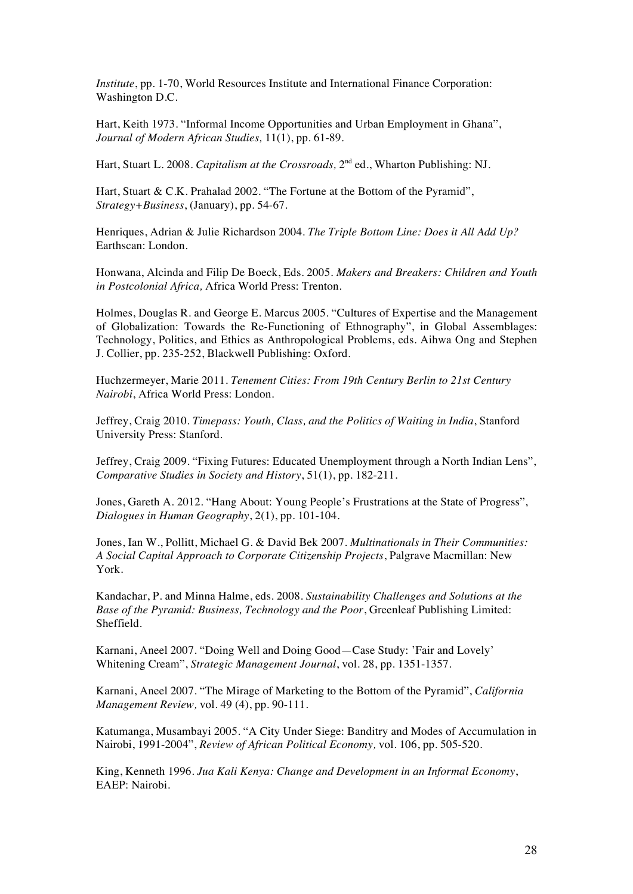*Institute*, pp. 1-70, World Resources Institute and International Finance Corporation: Washington D.C.

Hart, Keith 1973. "Informal Income Opportunities and Urban Employment in Ghana", *Journal of Modern African Studies,* 11(1), pp. 61-89.

Hart, Stuart L. 2008. *Capitalism at the Crossroads,* 2nd ed., Wharton Publishing: NJ.

Hart, Stuart & C.K. Prahalad 2002. "The Fortune at the Bottom of the Pyramid", *Strategy+Business*, (January), pp. 54-67.

Henriques, Adrian & Julie Richardson 2004. *The Triple Bottom Line: Does it All Add Up?* Earthscan: London.

Honwana, Alcinda and Filip De Boeck, Eds. 2005. *Makers and Breakers: Children and Youth in Postcolonial Africa,* Africa World Press: Trenton.

Holmes, Douglas R. and George E. Marcus 2005. "Cultures of Expertise and the Management of Globalization: Towards the Re-Functioning of Ethnography", in Global Assemblages: Technology, Politics, and Ethics as Anthropological Problems, eds. Aihwa Ong and Stephen J. Collier, pp. 235-252, Blackwell Publishing: Oxford.

Huchzermeyer, Marie 2011. *Tenement Cities: From 19th Century Berlin to 21st Century Nairobi*, Africa World Press: London.

Jeffrey, Craig 2010. *Timepass: Youth, Class, and the Politics of Waiting in India*, Stanford University Press: Stanford.

Jeffrey, Craig 2009. "Fixing Futures: Educated Unemployment through a North Indian Lens", *Comparative Studies in Society and History*, 51(1), pp. 182-211.

Jones, Gareth A. 2012. "Hang About: Young People's Frustrations at the State of Progress", *Dialogues in Human Geography*, 2(1), pp. 101-104.

Jones, Ian W., Pollitt, Michael G. & David Bek 2007. *Multinationals in Their Communities: A Social Capital Approach to Corporate Citizenship Projects*, Palgrave Macmillan: New York.

Kandachar, P. and Minna Halme, eds. 2008. *Sustainability Challenges and Solutions at the Base of the Pyramid: Business, Technology and the Poor*, Greenleaf Publishing Limited: Sheffield.

Karnani, Aneel 2007. "Doing Well and Doing Good—Case Study: 'Fair and Lovely' Whitening Cream", *Strategic Management Journal*, vol. 28, pp. 1351-1357.

Karnani, Aneel 2007. "The Mirage of Marketing to the Bottom of the Pyramid", *California Management Review,* vol. 49 (4), pp. 90-111.

Katumanga, Musambayi 2005. "A City Under Siege: Banditry and Modes of Accumulation in Nairobi, 1991-2004", *Review of African Political Economy,* vol. 106, pp. 505-520.

King, Kenneth 1996. *Jua Kali Kenya: Change and Development in an Informal Economy*, EAEP: Nairobi.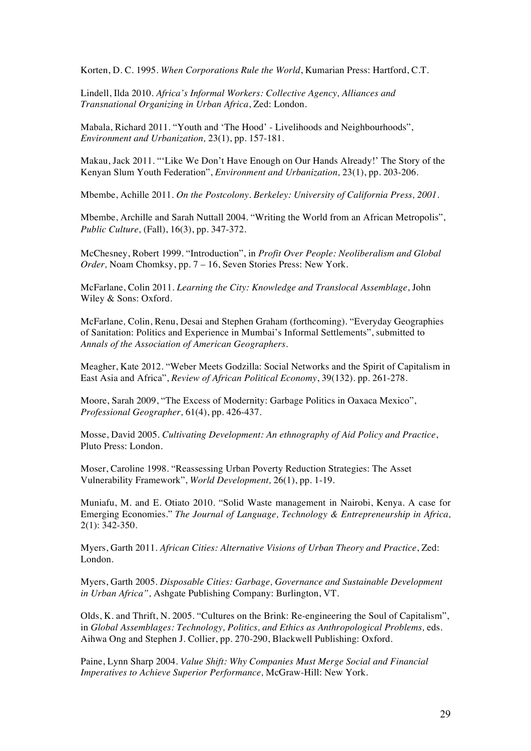Korten, D. C. 1995. *When Corporations Rule the World*, Kumarian Press: Hartford, C.T.

Lindell, Ilda 2010. *Africa's Informal Workers: Collective Agency, Alliances and Transnational Organizing in Urban Africa*, Zed: London.

Mabala, Richard 2011. "Youth and 'The Hood' - Livelihoods and Neighbourhoods", *Environment and Urbanization,* 23(1), pp. 157-181.

Makau, Jack 2011. "'Like We Don't Have Enough on Our Hands Already!' The Story of the Kenyan Slum Youth Federation", *Environment and Urbanization,* 23(1), pp. 203-206.

Mbembe, Achille 2011. *On the Postcolony. Berkeley: University of California Press, 2001.*

Mbembe, Archille and Sarah Nuttall 2004. "Writing the World from an African Metropolis", *Public Culture,* (Fall), 16(3), pp. 347-372.

McChesney, Robert 1999. "Introduction", in *Profit Over People: Neoliberalism and Global Order,* Noam Chomksy, pp. 7 – 16, Seven Stories Press: New York.

McFarlane, Colin 2011. *Learning the City: Knowledge and Translocal Assemblage*, John Wiley & Sons: Oxford.

McFarlane*,* Colin, Renu, Desai and Stephen Graham (forthcoming). "Everyday Geographies of Sanitation: Politics and Experience in Mumbai's Informal Settlements", submitted to *Annals of the Association of American Geographers.*

Meagher, Kate 2012. "Weber Meets Godzilla: Social Networks and the Spirit of Capitalism in East Asia and Africa", *Review of African Political Economy*, 39(132). pp. 261-278.

Moore, Sarah 2009, "The Excess of Modernity: Garbage Politics in Oaxaca Mexico", *Professional Geographer,* 61(4), pp. 426-437.

Mosse, David 2005. *Cultivating Development: An ethnography of Aid Policy and Practice*, Pluto Press: London.

Moser, Caroline 1998. "Reassessing Urban Poverty Reduction Strategies: The Asset Vulnerability Framework", *World Development,* 26(1), pp. 1-19.

Muniafu, M. and E. Otiato 2010. "Solid Waste management in Nairobi, Kenya. A case for Emerging Economies." *The Journal of Language, Technology & Entrepreneurship in Africa,* 2(1): 342-350.

Myers, Garth 2011. *African Cities: Alternative Visions of Urban Theory and Practice*, Zed: London.

Myers, Garth 2005. *Disposable Cities: Garbage, Governance and Sustainable Development in Urban Africa",* Ashgate Publishing Company: Burlington, VT.

Olds, K. and Thrift, N. 2005. "Cultures on the Brink: Re-engineering the Soul of Capitalism", in *Global Assemblages: Technology, Politics, and Ethics as Anthropological Problems,* eds. Aihwa Ong and Stephen J. Collier, pp. 270-290, Blackwell Publishing: Oxford.

Paine, Lynn Sharp 2004. *Value Shift: Why Companies Must Merge Social and Financial Imperatives to Achieve Superior Performance,* McGraw-Hill: New York.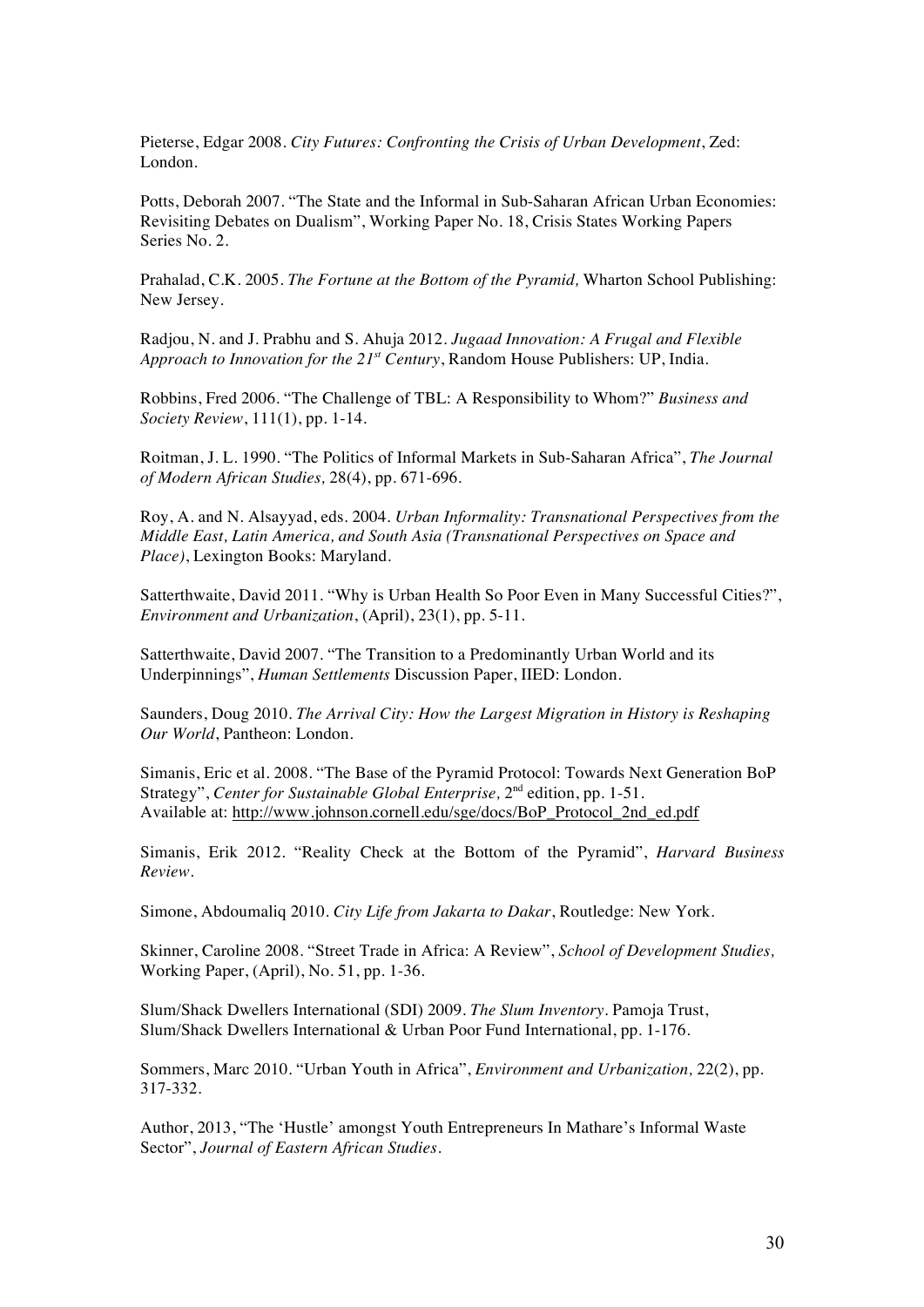Pieterse, Edgar 2008. *City Futures: Confronting the Crisis of Urban Development*, Zed: London.

Potts, Deborah 2007. "The State and the Informal in Sub-Saharan African Urban Economies: Revisiting Debates on Dualism", Working Paper No. 18, Crisis States Working Papers Series No. 2.

Prahalad, C.K. 2005. *The Fortune at the Bottom of the Pyramid,* Wharton School Publishing: New Jersey.

Radjou, N. and J. Prabhu and S. Ahuja 2012. *Jugaad Innovation: A Frugal and Flexible Approach to Innovation for the 21st Century*, Random House Publishers: UP, India.

Robbins, Fred 2006. "The Challenge of TBL: A Responsibility to Whom?" *Business and Society Review*, 111(1), pp. 1-14.

Roitman, J. L. 1990. "The Politics of Informal Markets in Sub-Saharan Africa", *The Journal of Modern African Studies,* 28(4), pp. 671-696.

Roy, A. and N. Alsayyad, eds. 2004. *Urban Informality: Transnational Perspectives from the Middle East, Latin America, and South Asia (Transnational Perspectives on Space and Place)*, Lexington Books: Maryland.

Satterthwaite, David 2011. "Why is Urban Health So Poor Even in Many Successful Cities?", *Environment and Urbanization*, (April), 23(1), pp. 5-11.

Satterthwaite, David 2007. "The Transition to a Predominantly Urban World and its Underpinnings", *Human Settlements* Discussion Paper, IIED: London.

Saunders, Doug 2010. *The Arrival City: How the Largest Migration in History is Reshaping Our World*, Pantheon: London.

Simanis, Eric et al. 2008. "The Base of the Pyramid Protocol: Towards Next Generation BoP Strategy", *Center for Sustainable Global Enterprise,* 2nd edition, pp. 1-51. Available at: http://www.johnson.cornell.edu/sge/docs/BoP_Protocol_2nd_ed.pdf

Simanis, Erik 2012. "Reality Check at the Bottom of the Pyramid", *Harvard Business Review*.

Simone, Abdoumaliq 2010. *City Life from Jakarta to Dakar*, Routledge: New York.

Skinner, Caroline 2008. "Street Trade in Africa: A Review", *School of Development Studies,* Working Paper, (April), No. 51, pp. 1-36.

Slum/Shack Dwellers International (SDI) 2009. *The Slum Inventory*. Pamoja Trust, Slum/Shack Dwellers International & Urban Poor Fund International, pp. 1-176.

Sommers, Marc 2010. "Urban Youth in Africa", *Environment and Urbanization,* 22(2), pp. 317-332.

Author, 2013, "The 'Hustle' amongst Youth Entrepreneurs In Mathare's Informal Waste Sector", *Journal of Eastern African Studies*.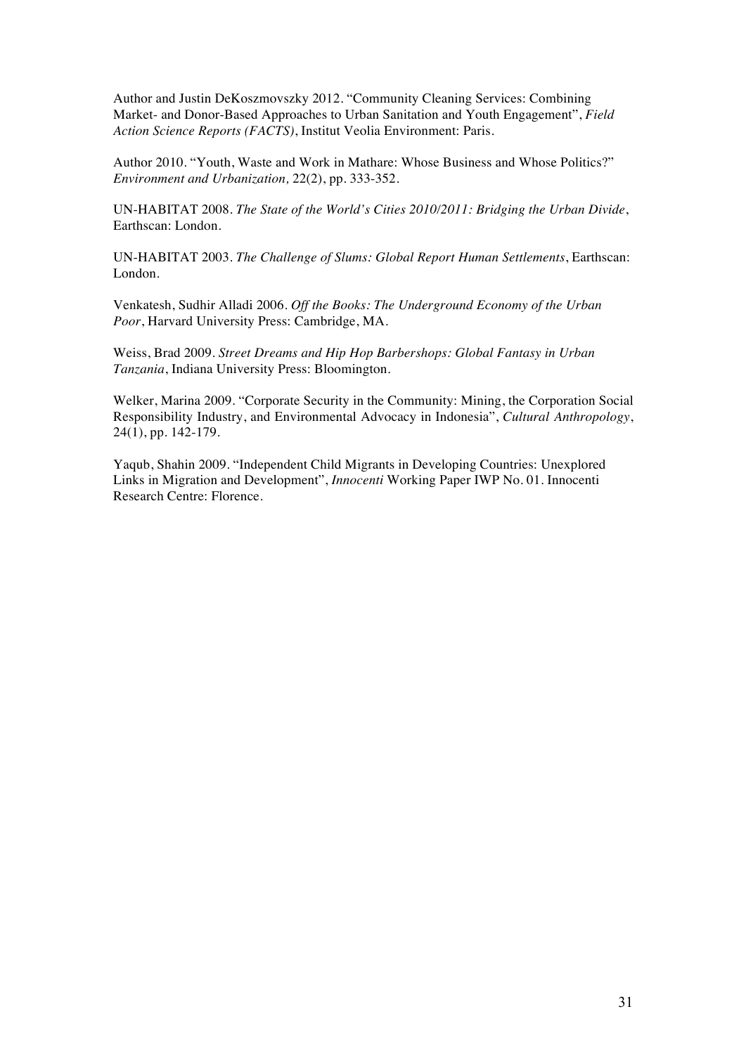Author and Justin DeKoszmovszky 2012. "Community Cleaning Services: Combining Market- and Donor-Based Approaches to Urban Sanitation and Youth Engagement", *Field Action Science Reports (FACTS)*, Institut Veolia Environment: Paris.

Author 2010. "Youth, Waste and Work in Mathare: Whose Business and Whose Politics?" *Environment and Urbanization,* 22(2), pp. 333-352.

UN-HABITAT 2008. *The State of the World's Cities 2010/2011: Bridging the Urban Divide*, Earthscan: London.

UN-HABITAT 2003. *The Challenge of Slums: Global Report Human Settlements*, Earthscan: London.

Venkatesh, Sudhir Alladi 2006. *Off the Books: The Underground Economy of the Urban Poor*, Harvard University Press: Cambridge, MA.

Weiss, Brad 2009. *Street Dreams and Hip Hop Barbershops: Global Fantasy in Urban Tanzania*, Indiana University Press: Bloomington.

Welker, Marina 2009. "Corporate Security in the Community: Mining, the Corporation Social Responsibility Industry, and Environmental Advocacy in Indonesia", *Cultural Anthropology*, 24(1), pp. 142-179.

Yaqub, Shahin 2009. "Independent Child Migrants in Developing Countries: Unexplored Links in Migration and Development", *Innocenti* Working Paper IWP No. 01. Innocenti Research Centre: Florence.